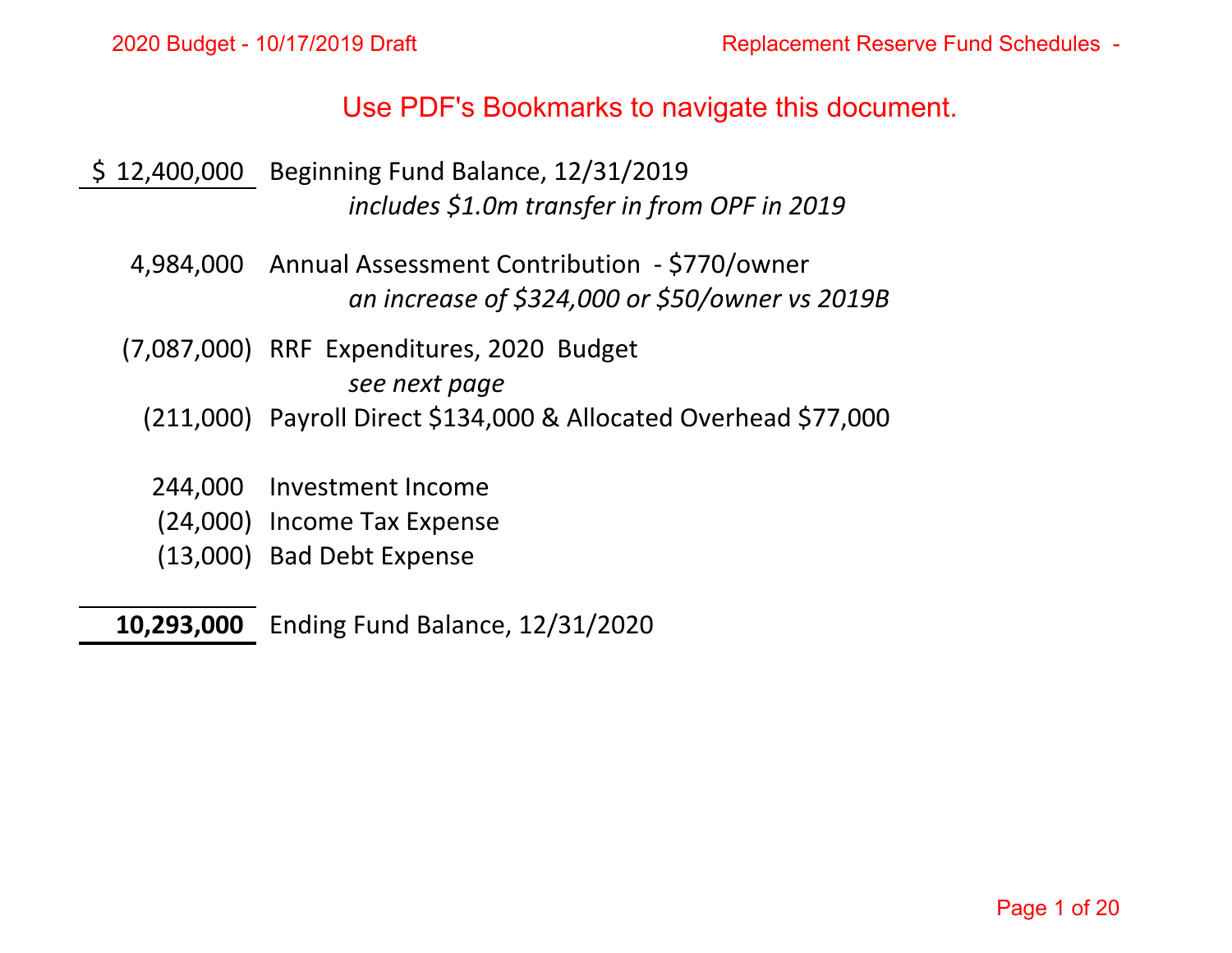Use PDF's Bookmarks to navigate this document.

| Amount | Description |
|---|---|
| $ 12,400,000 | Beginning Fund Balance, 12/31/2019 |
| | *includes $1.0m transfer in from OPF in 2019* |
| 4,984,000 | Annual Assessment Contribution - $770/owner |
| | *an increase of $324,000 or $50/owner vs 2019B* |
| (7,087,000) | RRF Expenditures, 2020 Budget |
| | *see next page* |
| (211,000) | Payroll Direct $134,000 & Allocated Overhead $77,000 |
| 244,000 | Investment Income |
| (24,000) | Income Tax Expense |
| (13,000) | Bad Debt Expense |
| **10,293,000** | Ending Fund Balance, 12/31/2020 |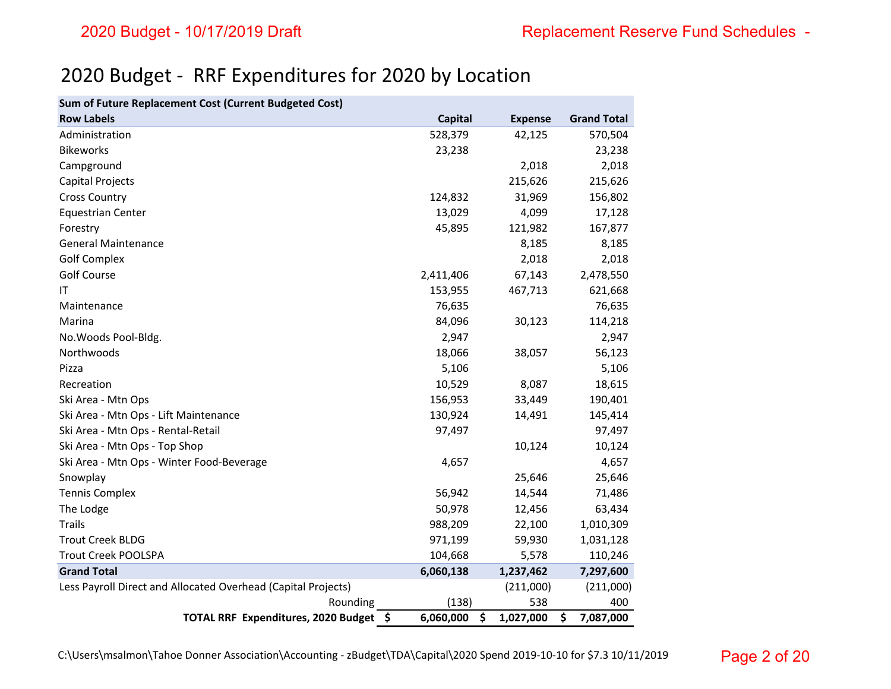# 2020 Budget - RRF Expenditures for 2020 by Location

| Sum of Future Replacement Cost (Current Budgeted Cost) | | | |
|---|---|---|---|
| **Row Labels** | **Capital** | **Expense** | **Grand Total** |
| Administration | 528,379 | 42,125 | 570,504 |
| Bikeworks | 23,238 | | 23,238 |
| Campground | | 2,018 | 2,018 |
| Capital Projects | | 215,626 | 215,626 |
| Cross Country | 124,832 | 31,969 | 156,802 |
| Equestrian Center | 13,029 | 4,099 | 17,128 |
| Forestry | 45,895 | 121,982 | 167,877 |
| General Maintenance | | 8,185 | 8,185 |
| Golf Complex | | 2,018 | 2,018 |
| Golf Course | 2,411,406 | 67,143 | 2,478,550 |
| IT | 153,955 | 467,713 | 621,668 |
| Maintenance | 76,635 | | 76,635 |
| Marina | 84,096 | 30,123 | 114,218 |
| No.Woods Pool-Bldg. | 2,947 | | 2,947 |
| Northwoods | 18,066 | 38,057 | 56,123 |
| Pizza | 5,106 | | 5,106 |
| Recreation | 10,529 | 8,087 | 18,615 |
| Ski Area - Mtn Ops | 156,953 | 33,449 | 190,401 |
| Ski Area - Mtn Ops - Lift Maintenance | 130,924 | 14,491 | 145,414 |
| Ski Area - Mtn Ops - Rental-Retail | 97,497 | | 97,497 |
| Ski Area - Mtn Ops - Top Shop | | 10,124 | 10,124 |
| Ski Area - Mtn Ops - Winter Food-Beverage | 4,657 | | 4,657 |
| Snowplay | | 25,646 | 25,646 |
| Tennis Complex | 56,942 | 14,544 | 71,486 |
| The Lodge | 50,978 | 12,456 | 63,434 |
| Trails | 988,209 | 22,100 | 1,010,309 |
| Trout Creek BLDG | 971,199 | 59,930 | 1,031,128 |
| Trout Creek POOLSPA | 104,668 | 5,578 | 110,246 |
| **Grand Total** | **6,060,138** | **1,237,462** | **7,297,600** |
| Less Payroll Direct and Allocated Overhead (Capital Projects) | | (211,000) | (211,000) |
| Rounding | (138) | 538 | 400 |
| **TOTAL RRF Expenditures, 2020 Budget** | **$ 6,060,000** | **$ 1,027,000** | **$ 7,087,000** |

C:\Users\msalmon\Tahoe Donner Association\Accounting - zBudget\TDA\Capital\2020 Spend 2019-10-10 for $7.3 10/11/2019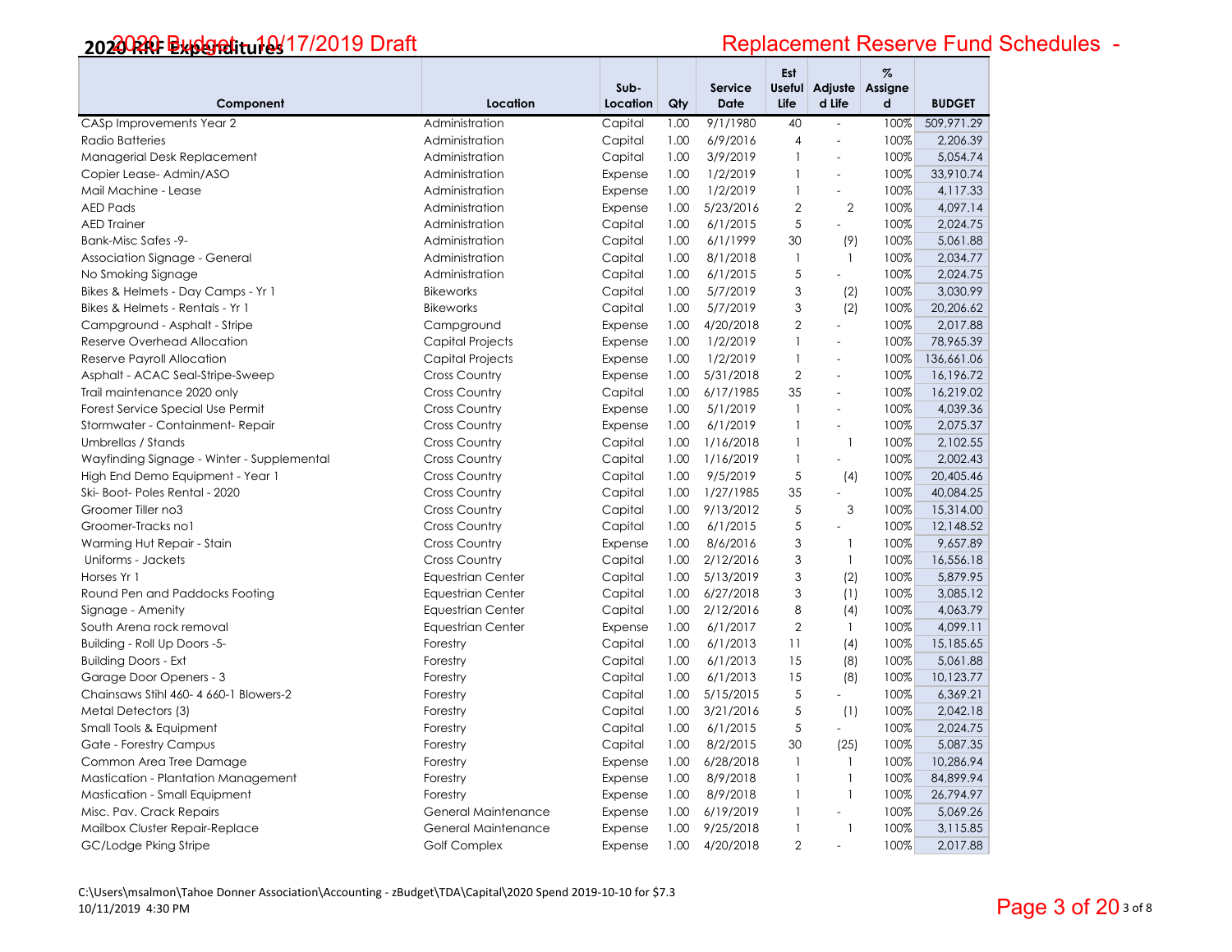# 2020 Budget - 10/17/2019 Draft — 2020 RRF Expenditures

## Replacement Reserve Fund Schedules -

| Component | Location | Sub-Location | Qty | Service Date | Est Useful Life | Adjusted Life | % Assigned | BUDGET |
|---|---|---|---|---|---|---|---|---|
| CASp Improvements Year 2 | Administration | Capital | 1.00 | 9/1/1980 | 40 | - | 100% | 509,971.29 |
| Radio Batteries | Administration | Capital | 1.00 | 6/9/2016 | 4 | - | 100% | 2,206.39 |
| Managerial Desk Replacement | Administration | Capital | 1.00 | 3/9/2019 | 1 | - | 100% | 5,054.74 |
| Copier Lease- Admin/ASO | Administration | Expense | 1.00 | 1/2/2019 | 1 | - | 100% | 33,910.74 |
| Mail Machine - Lease | Administration | Expense | 1.00 | 1/2/2019 | 1 | - | 100% | 4,117.33 |
| AED Pads | Administration | Expense | 1.00 | 5/23/2016 | 2 | 2 | 100% | 4,097.14 |
| AED Trainer | Administration | Capital | 1.00 | 6/1/2015 | 5 | - | 100% | 2,024.75 |
| Bank-Misc Safes -9- | Administration | Capital | 1.00 | 6/1/1999 | 30 | (9) | 100% | 5,061.88 |
| Association Signage - General | Administration | Capital | 1.00 | 8/1/2018 | 1 | 1 | 100% | 2,034.77 |
| No Smoking Signage | Administration | Capital | 1.00 | 6/1/2015 | 5 | - | 100% | 2,024.75 |
| Bikes & Helmets - Day Camps - Yr 1 | Bikeworks | Capital | 1.00 | 5/7/2019 | 3 | (2) | 100% | 3,030.99 |
| Bikes & Helmets - Rentals - Yr 1 | Bikeworks | Capital | 1.00 | 5/7/2019 | 3 | (2) | 100% | 20,206.62 |
| Campground - Asphalt - Stripe | Campground | Expense | 1.00 | 4/20/2018 | 2 | - | 100% | 2,017.88 |
| Reserve Overhead Allocation | Capital Projects | Expense | 1.00 | 1/2/2019 | 1 | - | 100% | 78,965.39 |
| Reserve Payroll Allocation | Capital Projects | Expense | 1.00 | 1/2/2019 | 1 | - | 100% | 136,661.06 |
| Asphalt - ACAC Seal-Stripe-Sweep | Cross Country | Expense | 1.00 | 5/31/2018 | 2 | - | 100% | 16,196.72 |
| Trail maintenance 2020 only | Cross Country | Capital | 1.00 | 6/17/1985 | 35 | - | 100% | 16,219.02 |
| Forest Service Special Use Permit | Cross Country | Expense | 1.00 | 5/1/2019 | 1 | - | 100% | 4,039.36 |
| Stormwater - Containment- Repair | Cross Country | Expense | 1.00 | 6/1/2019 | 1 | - | 100% | 2,075.37 |
| Umbrellas / Stands | Cross Country | Capital | 1.00 | 1/16/2018 | 1 | 1 | 100% | 2,102.55 |
| Wayfinding Signage - Winter - Supplemental | Cross Country | Capital | 1.00 | 1/16/2019 | 1 | - | 100% | 2,002.43 |
| High End Demo Equipment - Year 1 | Cross Country | Capital | 1.00 | 9/5/2019 | 5 | (4) | 100% | 20,405.46 |
| Ski- Boot- Poles Rental - 2020 | Cross Country | Capital | 1.00 | 1/27/1985 | 35 | - | 100% | 40,084.25 |
| Groomer Tiller no3 | Cross Country | Capital | 1.00 | 9/13/2012 | 5 | 3 | 100% | 15,314.00 |
| Groomer-Tracks no1 | Cross Country | Capital | 1.00 | 6/1/2015 | 5 | - | 100% | 12,148.52 |
| Warming Hut Repair - Stain | Cross Country | Expense | 1.00 | 8/6/2016 | 3 | 1 | 100% | 9,657.89 |
| Uniforms - Jackets | Cross Country | Capital | 1.00 | 2/12/2016 | 3 | 1 | 100% | 16,556.18 |
| Horses Yr 1 | Equestrian Center | Capital | 1.00 | 5/13/2019 | 3 | (2) | 100% | 5,879.95 |
| Round Pen and Paddocks Footing | Equestrian Center | Capital | 1.00 | 6/27/2018 | 3 | (1) | 100% | 3,085.12 |
| Signage - Amenity | Equestrian Center | Capital | 1.00 | 2/12/2016 | 8 | (4) | 100% | 4,063.79 |
| South Arena rock removal | Equestrian Center | Expense | 1.00 | 6/1/2017 | 2 | 1 | 100% | 4,099.11 |
| Building - Roll Up Doors -5- | Forestry | Capital | 1.00 | 6/1/2013 | 11 | (4) | 100% | 15,185.65 |
| Building Doors - Ext | Forestry | Capital | 1.00 | 6/1/2013 | 15 | (8) | 100% | 5,061.88 |
| Garage Door Openers - 3 | Forestry | Capital | 1.00 | 6/1/2013 | 15 | (8) | 100% | 10,123.77 |
| Chainsaws Stihl 460- 4 660-1 Blowers-2 | Forestry | Capital | 1.00 | 5/15/2015 | 5 | - | 100% | 6,369.21 |
| Metal Detectors (3) | Forestry | Capital | 1.00 | 3/21/2016 | 5 | (1) | 100% | 2,042.18 |
| Small Tools & Equipment | Forestry | Capital | 1.00 | 6/1/2015 | 5 | - | 100% | 2,024.75 |
| Gate - Forestry Campus | Forestry | Capital | 1.00 | 8/2/2015 | 30 | (25) | 100% | 5,087.35 |
| Common Area Tree Damage | Forestry | Expense | 1.00 | 6/28/2018 | 1 | 1 | 100% | 10,286.94 |
| Mastication - Plantation Management | Forestry | Expense | 1.00 | 8/9/2018 | 1 | 1 | 100% | 84,899.94 |
| Mastication - Small Equipment | Forestry | Expense | 1.00 | 8/9/2018 | 1 | 1 | 100% | 26,794.97 |
| Misc. Pav. Crack Repairs | General Maintenance | Expense | 1.00 | 6/19/2019 | 1 | - | 100% | 5,069.26 |
| Mailbox Cluster Repair-Replace | General Maintenance | Expense | 1.00 | 9/25/2018 | 1 | 1 | 100% | 3,115.85 |
| GC/Lodge Pking Stripe | Golf Complex | Expense | 1.00 | 4/20/2018 | 2 | - | 100% | 2,017.88 |

C:\Users\msalmon\Tahoe Donner Association\Accounting - zBudget\TDA\Capital\2020 Spend 2019-10-10 for $7.3
10/11/2019 4:30 PM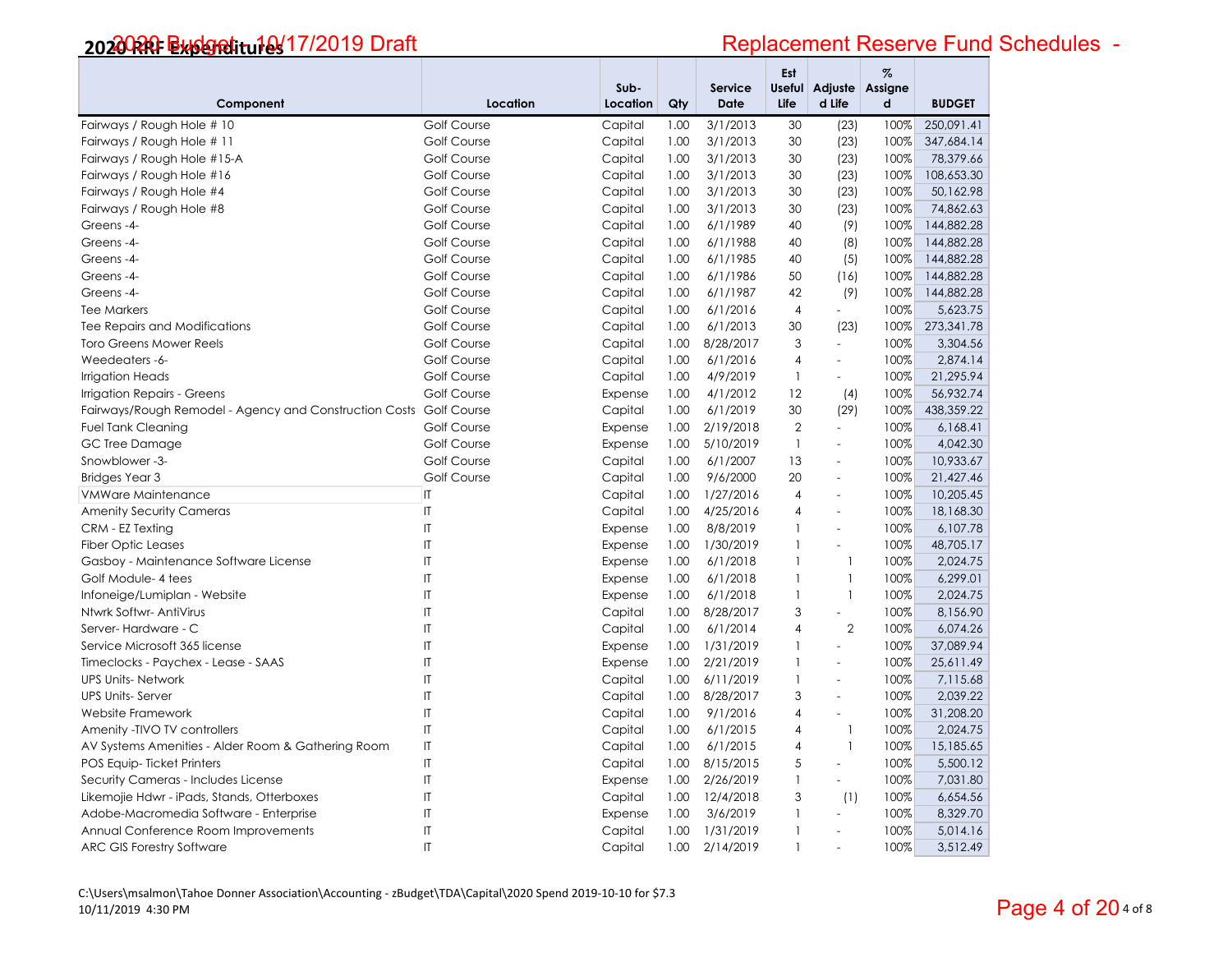# 2020 RRF Expenditures

2020 Budget - 10/17/2019 Draft

Replacement Reserve Fund Schedules -

| Component | Location | Sub-Location | Qty | Service Date | Est Useful Life | Adjusted Life | % Assigned | BUDGET |
|---|---|---|---|---|---|---|---|---|
| Fairways / Rough Hole # 10 | Golf Course | Capital | 1.00 | 3/1/2013 | 30 | (23) | 100% | 250,091.41 |
| Fairways / Rough Hole # 11 | Golf Course | Capital | 1.00 | 3/1/2013 | 30 | (23) | 100% | 347,684.14 |
| Fairways / Rough Hole #15-A | Golf Course | Capital | 1.00 | 3/1/2013 | 30 | (23) | 100% | 78,379.66 |
| Fairways / Rough Hole #16 | Golf Course | Capital | 1.00 | 3/1/2013 | 30 | (23) | 100% | 108,653.30 |
| Fairways / Rough Hole #4 | Golf Course | Capital | 1.00 | 3/1/2013 | 30 | (23) | 100% | 50,162.98 |
| Fairways / Rough Hole #8 | Golf Course | Capital | 1.00 | 3/1/2013 | 30 | (23) | 100% | 74,862.63 |
| Greens -4- | Golf Course | Capital | 1.00 | 6/1/1989 | 40 | (9) | 100% | 144,882.28 |
| Greens -4- | Golf Course | Capital | 1.00 | 6/1/1988 | 40 | (8) | 100% | 144,882.28 |
| Greens -4- | Golf Course | Capital | 1.00 | 6/1/1985 | 40 | (5) | 100% | 144,882.28 |
| Greens -4- | Golf Course | Capital | 1.00 | 6/1/1986 | 50 | (16) | 100% | 144,882.28 |
| Greens -4- | Golf Course | Capital | 1.00 | 6/1/1987 | 42 | (9) | 100% | 144,882.28 |
| Tee Markers | Golf Course | Capital | 1.00 | 6/1/2016 | 4 | - | 100% | 5,623.75 |
| Tee Repairs and Modifications | Golf Course | Capital | 1.00 | 6/1/2013 | 30 | (23) | 100% | 273,341.78 |
| Toro Greens Mower Reels | Golf Course | Capital | 1.00 | 8/28/2017 | 3 | - | 100% | 3,304.56 |
| Weedeaters -6- | Golf Course | Capital | 1.00 | 6/1/2016 | 4 | - | 100% | 2,874.14 |
| Irrigation Heads | Golf Course | Capital | 1.00 | 4/9/2019 | 1 | - | 100% | 21,295.94 |
| Irrigation Repairs - Greens | Golf Course | Expense | 1.00 | 4/1/2012 | 12 | (4) | 100% | 56,932.74 |
| Fairways/Rough Remodel - Agency and Construction Costs | Golf Course | Capital | 1.00 | 6/1/2019 | 30 | (29) | 100% | 438,359.22 |
| Fuel Tank Cleaning | Golf Course | Expense | 1.00 | 2/19/2018 | 2 | - | 100% | 6,168.41 |
| GC Tree Damage | Golf Course | Expense | 1.00 | 5/10/2019 | 1 | - | 100% | 4,042.30 |
| Snowblower -3- | Golf Course | Capital | 1.00 | 6/1/2007 | 13 | - | 100% | 10,933.67 |
| Bridges Year 3 | Golf Course | Capital | 1.00 | 9/6/2000 | 20 | - | 100% | 21,427.46 |
| VMWare Maintenance | IT | Capital | 1.00 | 1/27/2016 | 4 | - | 100% | 10,205.45 |
| Amenity Security Cameras | IT | Capital | 1.00 | 4/25/2016 | 4 | - | 100% | 18,168.30 |
| CRM - EZ Texting | IT | Expense | 1.00 | 8/8/2019 | 1 | - | 100% | 6,107.78 |
| Fiber Optic Leases | IT | Expense | 1.00 | 1/30/2019 | 1 | - | 100% | 48,705.17 |
| Gasboy - Maintenance Software License | IT | Expense | 1.00 | 6/1/2018 | 1 | 1 | 100% | 2,024.75 |
| Golf Module- 4 tees | IT | Expense | 1.00 | 6/1/2018 | 1 | 1 | 100% | 6,299.01 |
| Infoneige/Lumiplan - Website | IT | Expense | 1.00 | 6/1/2018 | 1 | 1 | 100% | 2,024.75 |
| Ntwrk Softwr- AntiVirus | IT | Capital | 1.00 | 8/28/2017 | 3 | - | 100% | 8,156.90 |
| Server- Hardware - C | IT | Capital | 1.00 | 6/1/2014 | 4 | 2 | 100% | 6,074.26 |
| Service Microsoft 365 license | IT | Expense | 1.00 | 1/31/2019 | 1 | - | 100% | 37,089.94 |
| Timeclocks - Paychex - Lease - SAAS | IT | Expense | 1.00 | 2/21/2019 | 1 | - | 100% | 25,611.49 |
| UPS Units- Network | IT | Capital | 1.00 | 6/11/2019 | 1 | - | 100% | 7,115.68 |
| UPS Units- Server | IT | Capital | 1.00 | 8/28/2017 | 3 | - | 100% | 2,039.22 |
| Website Framework | IT | Capital | 1.00 | 9/1/2016 | 4 | - | 100% | 31,208.20 |
| Amenity -TIVO TV controllers | IT | Capital | 1.00 | 6/1/2015 | 4 | 1 | 100% | 2,024.75 |
| AV Systems Amenities - Alder Room & Gathering Room | IT | Capital | 1.00 | 6/1/2015 | 4 | 1 | 100% | 15,185.65 |
| POS Equip- Ticket Printers | IT | Capital | 1.00 | 8/15/2015 | 5 | - | 100% | 5,500.12 |
| Security Cameras - Includes License | IT | Expense | 1.00 | 2/26/2019 | 1 | - | 100% | 7,031.80 |
| Likemojie Hdwr - iPads, Stands, Otterboxes | IT | Capital | 1.00 | 12/4/2018 | 3 | (1) | 100% | 6,654.56 |
| Adobe-Macromedia Software - Enterprise | IT | Expense | 1.00 | 3/6/2019 | 1 | - | 100% | 8,329.70 |
| Annual Conference Room Improvements | IT | Capital | 1.00 | 1/31/2019 | 1 | - | 100% | 5,014.16 |
| ARC GIS Forestry Software | IT | Capital | 1.00 | 2/14/2019 | 1 | - | 100% | 3,512.49 |

C:\Users\msalmon\Tahoe Donner Association\Accounting - zBudget\TDA\Capital\2020 Spend 2019-10-10 for $7.3
10/11/2019 4:30 PM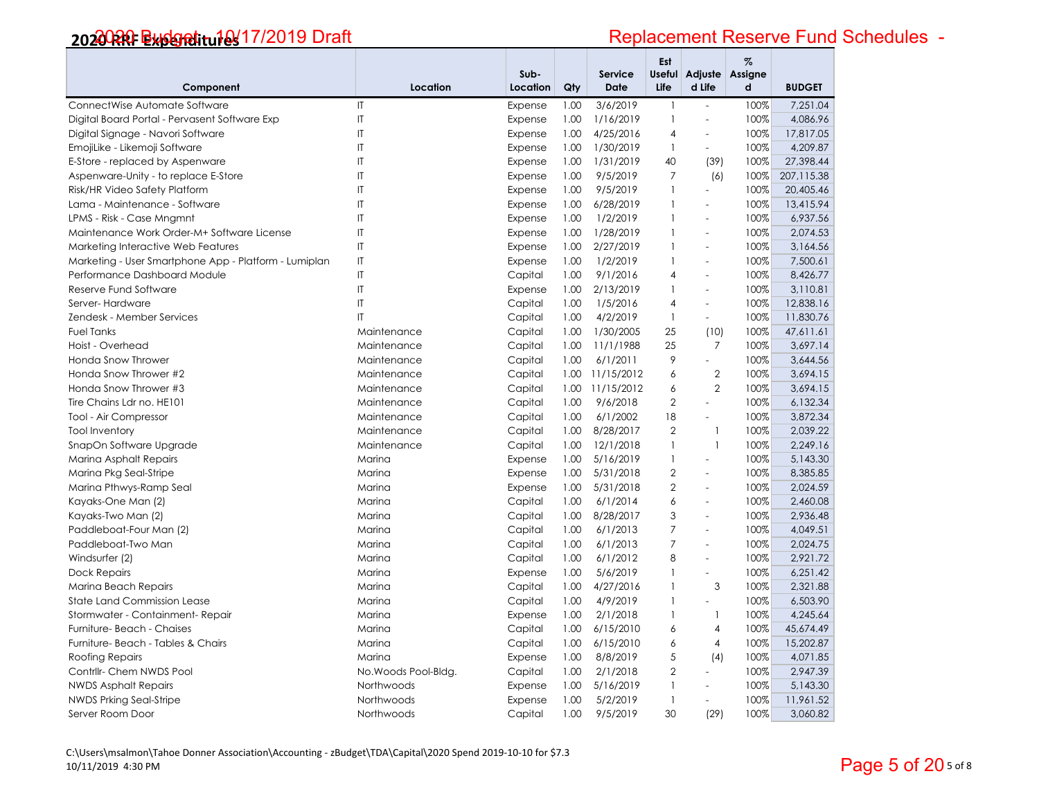# 2020 RRF Expenditures — 2020 Budget - 10/17/2019 Draft

## Replacement Reserve Fund Schedules -

| Component | Location | Sub-Location | Qty | Service Date | Est Useful Life | Adjusted Life | % Assigned | BUDGET |
|---|---|---|---|---|---|---|---|---|
| ConnectWise Automate Software | IT | Expense | 1.00 | 3/6/2019 | 1 | - | 100% | 7,251.04 |
| Digital Board Portal - Pervasent Software Exp | IT | Expense | 1.00 | 1/16/2019 | 1 | - | 100% | 4,086.96 |
| Digital Signage - Navori Software | IT | Expense | 1.00 | 4/25/2016 | 4 | - | 100% | 17,817.05 |
| EmojiLike - Likemoji Software | IT | Expense | 1.00 | 1/30/2019 | 1 | - | 100% | 4,209.87 |
| E-Store - replaced by Aspenware | IT | Expense | 1.00 | 1/31/2019 | 40 | (39) | 100% | 27,398.44 |
| Aspenware-Unity - to replace E-Store | IT | Expense | 1.00 | 9/5/2019 | 7 | (6) | 100% | 207,115.38 |
| Risk/HR Video Safety Platform | IT | Expense | 1.00 | 9/5/2019 | 1 | - | 100% | 20,405.46 |
| Lama - Maintenance - Software | IT | Expense | 1.00 | 6/28/2019 | 1 | - | 100% | 13,415.94 |
| LPMS - Risk - Case Mngmnt | IT | Expense | 1.00 | 1/2/2019 | 1 | - | 100% | 6,937.56 |
| Maintenance Work Order-M+ Software License | IT | Expense | 1.00 | 1/28/2019 | 1 | - | 100% | 2,074.53 |
| Marketing Interactive Web Features | IT | Expense | 1.00 | 2/27/2019 | 1 | - | 100% | 3,164.56 |
| Marketing - User Smartphone App - Platform - Lumiplan | IT | Expense | 1.00 | 1/2/2019 | 1 | - | 100% | 7,500.61 |
| Performance Dashboard Module | IT | Capital | 1.00 | 9/1/2016 | 4 | - | 100% | 8,426.77 |
| Reserve Fund Software | IT | Expense | 1.00 | 2/13/2019 | 1 | - | 100% | 3,110.81 |
| Server- Hardware | IT | Capital | 1.00 | 1/5/2016 | 4 | - | 100% | 12,838.16 |
| Zendesk - Member Services | IT | Capital | 1.00 | 4/2/2019 | 1 | - | 100% | 11,830.76 |
| Fuel Tanks | Maintenance | Capital | 1.00 | 1/30/2005 | 25 | (10) | 100% | 47,611.61 |
| Hoist - Overhead | Maintenance | Capital | 1.00 | 11/1/1988 | 25 | 7 | 100% | 3,697.14 |
| Honda Snow Thrower | Maintenance | Capital | 1.00 | 6/1/2011 | 9 | - | 100% | 3,644.56 |
| Honda Snow Thrower #2 | Maintenance | Capital | 1.00 | 11/15/2012 | 6 | 2 | 100% | 3,694.15 |
| Honda Snow Thrower #3 | Maintenance | Capital | 1.00 | 11/15/2012 | 6 | 2 | 100% | 3,694.15 |
| Tire Chains Ldr no. HE101 | Maintenance | Capital | 1.00 | 9/6/2018 | 2 | - | 100% | 6,132.34 |
| Tool - Air Compressor | Maintenance | Capital | 1.00 | 6/1/2002 | 18 | - | 100% | 3,872.34 |
| Tool Inventory | Maintenance | Capital | 1.00 | 8/28/2017 | 2 | 1 | 100% | 2,039.22 |
| SnapOn Software Upgrade | Maintenance | Capital | 1.00 | 12/1/2018 | 1 | 1 | 100% | 2,249.16 |
| Marina Asphalt Repairs | Marina | Expense | 1.00 | 5/16/2019 | 1 | - | 100% | 5,143.30 |
| Marina Pkg Seal-Stripe | Marina | Expense | 1.00 | 5/31/2018 | 2 | - | 100% | 8,385.85 |
| Marina Pthwys-Ramp Seal | Marina | Expense | 1.00 | 5/31/2018 | 2 | - | 100% | 2,024.59 |
| Kayaks-One Man (2) | Marina | Capital | 1.00 | 6/1/2014 | 6 | - | 100% | 2,460.08 |
| Kayaks-Two Man (2) | Marina | Capital | 1.00 | 8/28/2017 | 3 | - | 100% | 2,936.48 |
| Paddleboat-Four Man (2) | Marina | Capital | 1.00 | 6/1/2013 | 7 | - | 100% | 4,049.51 |
| Paddleboat-Two Man | Marina | Capital | 1.00 | 6/1/2013 | 7 | - | 100% | 2,024.75 |
| Windsurfer (2) | Marina | Capital | 1.00 | 6/1/2012 | 8 | - | 100% | 2,921.72 |
| Dock Repairs | Marina | Expense | 1.00 | 5/6/2019 | 1 | - | 100% | 6,251.42 |
| Marina Beach Repairs | Marina | Capital | 1.00 | 4/27/2016 | 1 | 3 | 100% | 2,321.88 |
| State Land Commission Lease | Marina | Capital | 1.00 | 4/9/2019 | 1 | - | 100% | 6,503.90 |
| Stormwater - Containment- Repair | Marina | Expense | 1.00 | 2/1/2018 | 1 | 1 | 100% | 4,245.64 |
| Furniture- Beach - Chaises | Marina | Capital | 1.00 | 6/15/2010 | 6 | 4 | 100% | 45,674.49 |
| Furniture- Beach - Tables & Chairs | Marina | Capital | 1.00 | 6/15/2010 | 6 | 4 | 100% | 15,202.87 |
| Roofing Repairs | Marina | Expense | 1.00 | 8/8/2019 | 5 | (4) | 100% | 4,071.85 |
| Contrllr- Chem NWDS Pool | No.Woods Pool-Bldg. | Capital | 1.00 | 2/1/2018 | 2 | - | 100% | 2,947.39 |
| NWDS Asphalt Repairs | Northwoods | Expense | 1.00 | 5/16/2019 | 1 | - | 100% | 5,143.30 |
| NWDS Prking Seal-Stripe | Northwoods | Expense | 1.00 | 5/2/2019 | 1 | - | 100% | 11,961.52 |
| Server Room Door | Northwoods | Capital | 1.00 | 9/5/2019 | 30 | (29) | 100% | 3,060.82 |

C:\Users\msalmon\Tahoe Donner Association\Accounting - zBudget\TDA\Capital\2020 Spend 2019-10-10 for $7.3
10/11/2019 4:30 PM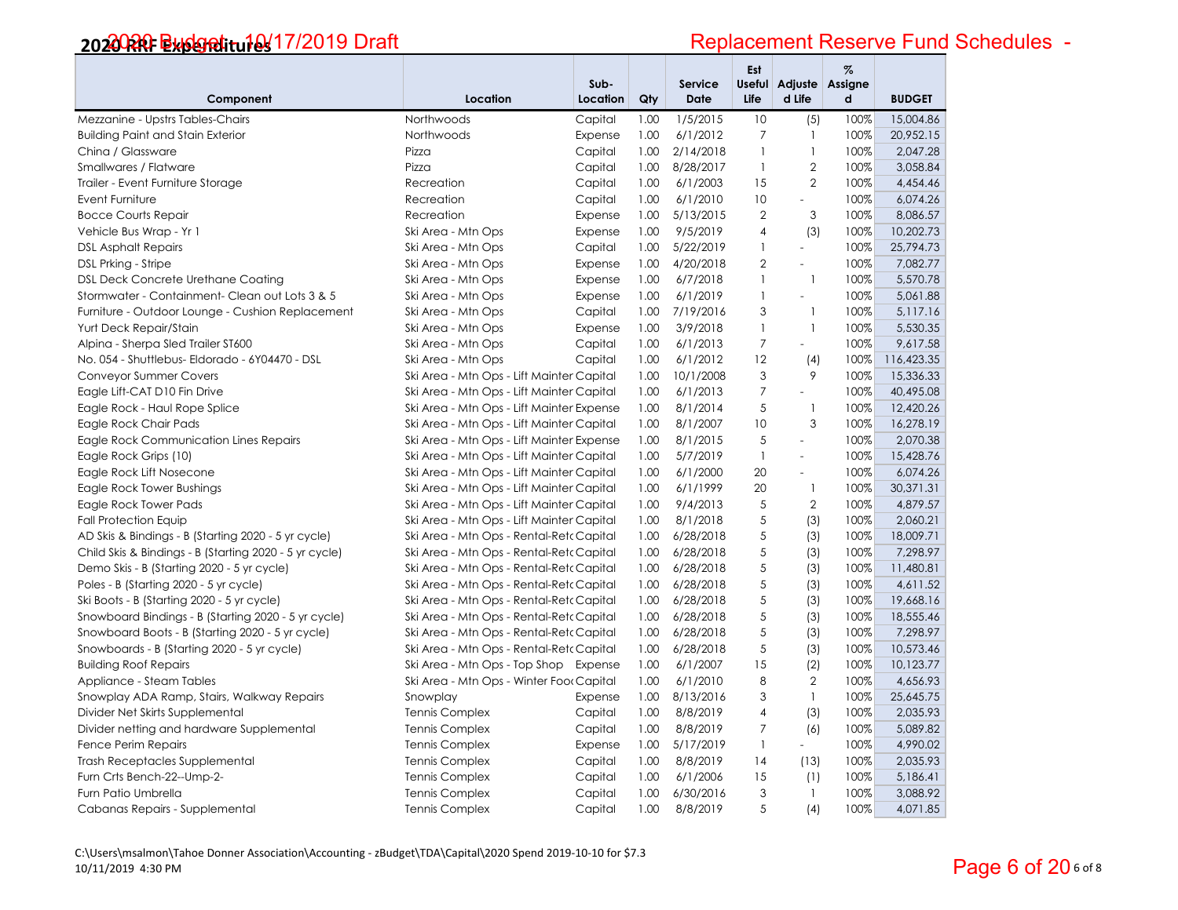# 2020 RRF Expenditures — 2020 Budget - 10/17/2019 Draft

## Replacement Reserve Fund Schedules -

| Component | Location | Sub-Location | Qty | Service Date | Est Useful Life | Adjusted Life | % Assigned | BUDGET |
|---|---|---|---|---|---|---|---|---|
| Mezzanine - Upstrs Tables-Chairs | Northwoods | Capital | 1.00 | 1/5/2015 | 10 | (5) | 100% | 15,004.86 |
| Building Paint and Stain Exterior | Northwoods | Expense | 1.00 | 6/1/2012 | 7 | 1 | 100% | 20,952.15 |
| China / Glassware | Pizza | Capital | 1.00 | 2/14/2018 | 1 | 1 | 100% | 2,047.28 |
| Smallwares / Flatware | Pizza | Capital | 1.00 | 8/28/2017 | 1 | 2 | 100% | 3,058.84 |
| Trailer - Event Furniture Storage | Recreation | Capital | 1.00 | 6/1/2003 | 15 | 2 | 100% | 4,454.46 |
| Event Furniture | Recreation | Capital | 1.00 | 6/1/2010 | 10 | - | 100% | 6,074.26 |
| Bocce Courts Repair | Recreation | Expense | 1.00 | 5/13/2015 | 2 | 3 | 100% | 8,086.57 |
| Vehicle Bus Wrap - Yr 1 | Ski Area - Mtn Ops | Expense | 1.00 | 9/5/2019 | 4 | (3) | 100% | 10,202.73 |
| DSL Asphalt Repairs | Ski Area - Mtn Ops | Capital | 1.00 | 5/22/2019 | 1 | - | 100% | 25,794.73 |
| DSL Prking - Stripe | Ski Area - Mtn Ops | Expense | 1.00 | 4/20/2018 | 2 | - | 100% | 7,082.77 |
| DSL Deck Concrete Urethane Coating | Ski Area - Mtn Ops | Expense | 1.00 | 6/7/2018 | 1 | 1 | 100% | 5,570.78 |
| Stormwater - Containment- Clean out Lots 3 & 5 | Ski Area - Mtn Ops | Expense | 1.00 | 6/1/2019 | 1 | - | 100% | 5,061.88 |
| Furniture - Outdoor Lounge - Cushion Replacement | Ski Area - Mtn Ops | Capital | 1.00 | 7/19/2016 | 3 | 1 | 100% | 5,117.16 |
| Yurt Deck Repair/Stain | Ski Area - Mtn Ops | Expense | 1.00 | 3/9/2018 | 1 | 1 | 100% | 5,530.35 |
| Alpina - Sherpa Sled Trailer ST600 | Ski Area - Mtn Ops | Capital | 1.00 | 6/1/2013 | 7 | - | 100% | 9,617.58 |
| No. 054 - Shuttlebus- Eldorado - 6Y04470 - DSL | Ski Area - Mtn Ops | Capital | 1.00 | 6/1/2012 | 12 | (4) | 100% | 116,423.35 |
| Conveyor Summer Covers | Ski Area - Mtn Ops - Lift Mainter | Capital | 1.00 | 10/1/2008 | 3 | 9 | 100% | 15,336.33 |
| Eagle Lift-CAT D10 Fin Drive | Ski Area - Mtn Ops - Lift Mainter | Capital | 1.00 | 6/1/2013 | 7 | - | 100% | 40,495.08 |
| Eagle Rock - Haul Rope Splice | Ski Area - Mtn Ops - Lift Mainter | Expense | 1.00 | 8/1/2014 | 5 | 1 | 100% | 12,420.26 |
| Eagle Rock Chair Pads | Ski Area - Mtn Ops - Lift Mainter | Capital | 1.00 | 8/1/2007 | 10 | 3 | 100% | 16,278.19 |
| Eagle Rock Communication Lines Repairs | Ski Area - Mtn Ops - Lift Mainter | Expense | 1.00 | 8/1/2015 | 5 | - | 100% | 2,070.38 |
| Eagle Rock Grips (10) | Ski Area - Mtn Ops - Lift Mainter | Capital | 1.00 | 5/7/2019 | 1 | - | 100% | 15,428.76 |
| Eagle Rock Lift Nosecone | Ski Area - Mtn Ops - Lift Mainter | Capital | 1.00 | 6/1/2000 | 20 | - | 100% | 6,074.26 |
| Eagle Rock Tower Bushings | Ski Area - Mtn Ops - Lift Mainter | Capital | 1.00 | 6/1/1999 | 20 | 1 | 100% | 30,371.31 |
| Eagle Rock Tower Pads | Ski Area - Mtn Ops - Lift Mainter | Capital | 1.00 | 9/4/2013 | 5 | 2 | 100% | 4,879.57 |
| Fall Protection Equip | Ski Area - Mtn Ops - Lift Mainter | Capital | 1.00 | 8/1/2018 | 5 | (3) | 100% | 2,060.21 |
| AD Skis & Bindings - B (Starting 2020 - 5 yr cycle) | Ski Area - Mtn Ops - Rental-Retc | Capital | 1.00 | 6/28/2018 | 5 | (3) | 100% | 18,009.71 |
| Child Skis & Bindings - B (Starting 2020 - 5 yr cycle) | Ski Area - Mtn Ops - Rental-Retc | Capital | 1.00 | 6/28/2018 | 5 | (3) | 100% | 7,298.97 |
| Demo Skis - B (Starting 2020 - 5 yr cycle) | Ski Area - Mtn Ops - Rental-Retc | Capital | 1.00 | 6/28/2018 | 5 | (3) | 100% | 11,480.81 |
| Poles - B (Starting 2020 - 5 yr cycle) | Ski Area - Mtn Ops - Rental-Retc | Capital | 1.00 | 6/28/2018 | 5 | (3) | 100% | 4,611.52 |
| Ski Boots - B (Starting 2020 - 5 yr cycle) | Ski Area - Mtn Ops - Rental-Retc | Capital | 1.00 | 6/28/2018 | 5 | (3) | 100% | 19,668.16 |
| Snowboard Bindings - B (Starting 2020 - 5 yr cycle) | Ski Area - Mtn Ops - Rental-Retc | Capital | 1.00 | 6/28/2018 | 5 | (3) | 100% | 18,555.46 |
| Snowboard Boots - B (Starting 2020 - 5 yr cycle) | Ski Area - Mtn Ops - Rental-Retc | Capital | 1.00 | 6/28/2018 | 5 | (3) | 100% | 7,298.97 |
| Snowboards - B (Starting 2020 - 5 yr cycle) | Ski Area - Mtn Ops - Rental-Retc | Capital | 1.00 | 6/28/2018 | 5 | (3) | 100% | 10,573.46 |
| Building Roof Repairs | Ski Area - Mtn Ops - Top Shop | Expense | 1.00 | 6/1/2007 | 15 | (2) | 100% | 10,123.77 |
| Appliance - Steam Tables | Ski Area - Mtn Ops - Winter Fooc | Capital | 1.00 | 6/1/2010 | 8 | 2 | 100% | 4,656.93 |
| Snowplay ADA Ramp, Stairs, Walkway Repairs | Snowplay | Expense | 1.00 | 8/13/2016 | 3 | 1 | 100% | 25,645.75 |
| Divider Net Skirts Supplemental | Tennis Complex | Capital | 1.00 | 8/8/2019 | 4 | (3) | 100% | 2,035.93 |
| Divider netting and hardware Supplemental | Tennis Complex | Capital | 1.00 | 8/8/2019 | 7 | (6) | 100% | 5,089.82 |
| Fence Perim Repairs | Tennis Complex | Expense | 1.00 | 5/17/2019 | 1 | - | 100% | 4,990.02 |
| Trash Receptacles Supplemental | Tennis Complex | Capital | 1.00 | 8/8/2019 | 14 | (13) | 100% | 2,035.93 |
| Furn Crts Bench-22--Ump-2- | Tennis Complex | Capital | 1.00 | 6/1/2006 | 15 | (1) | 100% | 5,186.41 |
| Furn Patio Umbrella | Tennis Complex | Capital | 1.00 | 6/30/2016 | 3 | 1 | 100% | 3,088.92 |
| Cabanas Repairs - Supplemental | Tennis Complex | Capital | 1.00 | 8/8/2019 | 5 | (4) | 100% | 4,071.85 |

C:\Users\msalmon\Tahoe Donner Association\Accounting - zBudget\TDA\Capital\2020 Spend 2019-10-10 for $7.3
10/11/2019 4:30 PM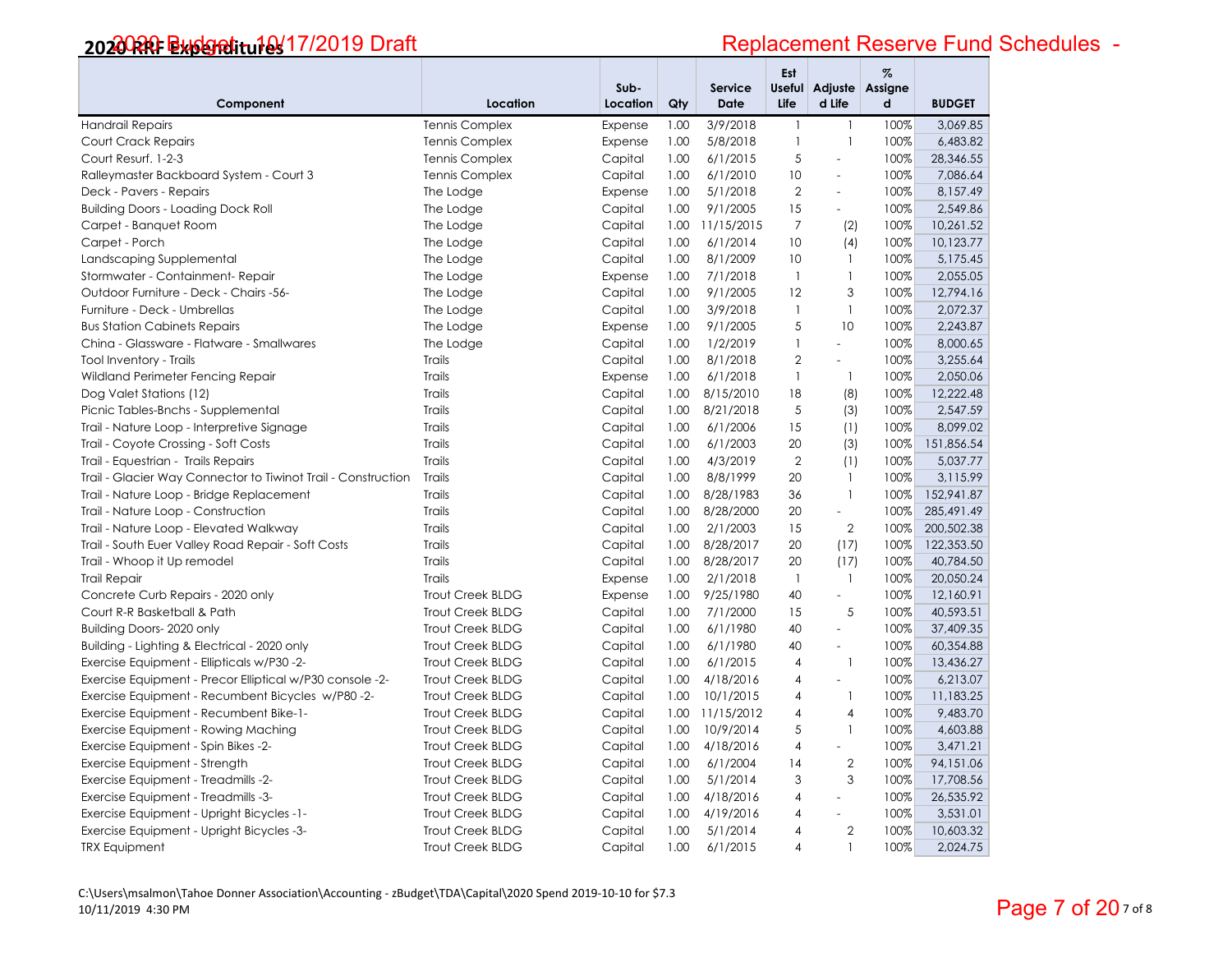# 2020 Budget - 10/17/2019 Draft

## Replacement Reserve Fund Schedules - 2020 RRF Expenditures

| Component | Location | Sub-Location | Qty | Service Date | Est Useful Life | Adjusted Life | % Assigned | BUDGET |
|---|---|---|---|---|---|---|---|---|
| Handrail Repairs | Tennis Complex | Expense | 1.00 | 3/9/2018 | 1 | 1 | 100% | 3,069.85 |
| Court Crack Repairs | Tennis Complex | Expense | 1.00 | 5/8/2018 | 1 | 1 | 100% | 6,483.82 |
| Court Resurf. 1-2-3 | Tennis Complex | Capital | 1.00 | 6/1/2015 | 5 | - | 100% | 28,346.55 |
| Ralleymaster Backboard System - Court 3 | Tennis Complex | Capital | 1.00 | 6/1/2010 | 10 | - | 100% | 7,086.64 |
| Deck - Pavers - Repairs | The Lodge | Expense | 1.00 | 5/1/2018 | 2 | - | 100% | 8,157.49 |
| Building Doors - Loading Dock Roll | The Lodge | Capital | 1.00 | 9/1/2005 | 15 | - | 100% | 2,549.86 |
| Carpet - Banquet Room | The Lodge | Capital | 1.00 | 11/15/2015 | 7 | (2) | 100% | 10,261.52 |
| Carpet - Porch | The Lodge | Capital | 1.00 | 6/1/2014 | 10 | (4) | 100% | 10,123.77 |
| Landscaping Supplemental | The Lodge | Capital | 1.00 | 8/1/2009 | 10 | 1 | 100% | 5,175.45 |
| Stormwater - Containment- Repair | The Lodge | Expense | 1.00 | 7/1/2018 | 1 | 1 | 100% | 2,055.05 |
| Outdoor Furniture - Deck - Chairs -56- | The Lodge | Capital | 1.00 | 9/1/2005 | 12 | 3 | 100% | 12,794.16 |
| Furniture - Deck - Umbrellas | The Lodge | Capital | 1.00 | 3/9/2018 | 1 | 1 | 100% | 2,072.37 |
| Bus Station Cabinets Repairs | The Lodge | Expense | 1.00 | 9/1/2005 | 5 | 10 | 100% | 2,243.87 |
| China - Glassware - Flatware - Smallwares | The Lodge | Capital | 1.00 | 1/2/2019 | 1 | - | 100% | 8,000.65 |
| Tool Inventory - Trails | Trails | Capital | 1.00 | 8/1/2018 | 2 | - | 100% | 3,255.64 |
| Wildland Perimeter Fencing Repair | Trails | Expense | 1.00 | 6/1/2018 | 1 | 1 | 100% | 2,050.06 |
| Dog Valet Stations (12) | Trails | Capital | 1.00 | 8/15/2010 | 18 | (8) | 100% | 12,222.48 |
| Picnic Tables-Bnchs - Supplemental | Trails | Capital | 1.00 | 8/21/2018 | 5 | (3) | 100% | 2,547.59 |
| Trail - Nature Loop - Interpretive Signage | Trails | Capital | 1.00 | 6/1/2006 | 15 | (1) | 100% | 8,099.02 |
| Trail - Coyote Crossing - Soft Costs | Trails | Capital | 1.00 | 6/1/2003 | 20 | (3) | 100% | 151,856.54 |
| Trail - Equestrian - Trails Repairs | Trails | Capital | 1.00 | 4/3/2019 | 2 | (1) | 100% | 5,037.77 |
| Trail - Glacier Way Connector to Tiwinot Trail - Construction | Trails | Capital | 1.00 | 8/8/1999 | 20 | 1 | 100% | 3,115.99 |
| Trail - Nature Loop - Bridge Replacement | Trails | Capital | 1.00 | 8/28/1983 | 36 | 1 | 100% | 152,941.87 |
| Trail - Nature Loop - Construction | Trails | Capital | 1.00 | 8/28/2000 | 20 | - | 100% | 285,491.49 |
| Trail - Nature Loop - Elevated Walkway | Trails | Capital | 1.00 | 2/1/2003 | 15 | 2 | 100% | 200,502.38 |
| Trail - South Euer Valley Road Repair - Soft Costs | Trails | Capital | 1.00 | 8/28/2017 | 20 | (17) | 100% | 122,353.50 |
| Trail - Whoop it Up remodel | Trails | Capital | 1.00 | 8/28/2017 | 20 | (17) | 100% | 40,784.50 |
| Trail Repair | Trails | Expense | 1.00 | 2/1/2018 | 1 | 1 | 100% | 20,050.24 |
| Concrete Curb Repairs - 2020 only | Trout Creek BLDG | Expense | 1.00 | 9/25/1980 | 40 | - | 100% | 12,160.91 |
| Court R-R Basketball & Path | Trout Creek BLDG | Capital | 1.00 | 7/1/2000 | 15 | 5 | 100% | 40,593.51 |
| Building Doors- 2020 only | Trout Creek BLDG | Capital | 1.00 | 6/1/1980 | 40 | - | 100% | 37,409.35 |
| Building - Lighting & Electrical - 2020 only | Trout Creek BLDG | Capital | 1.00 | 6/1/1980 | 40 | - | 100% | 60,354.88 |
| Exercise Equipment - Ellipticals w/P30 -2- | Trout Creek BLDG | Capital | 1.00 | 6/1/2015 | 4 | 1 | 100% | 13,436.27 |
| Exercise Equipment - Precor Elliptical w/P30 console -2- | Trout Creek BLDG | Capital | 1.00 | 4/18/2016 | 4 | - | 100% | 6,213.07 |
| Exercise Equipment - Recumbent Bicycles w/P80 -2- | Trout Creek BLDG | Capital | 1.00 | 10/1/2015 | 4 | 1 | 100% | 11,183.25 |
| Exercise Equipment - Recumbent Bike-1- | Trout Creek BLDG | Capital | 1.00 | 11/15/2012 | 4 | 4 | 100% | 9,483.70 |
| Exercise Equipment - Rowing Maching | Trout Creek BLDG | Capital | 1.00 | 10/9/2014 | 5 | 1 | 100% | 4,603.88 |
| Exercise Equipment - Spin Bikes -2- | Trout Creek BLDG | Capital | 1.00 | 4/18/2016 | 4 | - | 100% | 3,471.21 |
| Exercise Equipment - Strength | Trout Creek BLDG | Capital | 1.00 | 6/1/2004 | 14 | 2 | 100% | 94,151.06 |
| Exercise Equipment - Treadmills -2- | Trout Creek BLDG | Capital | 1.00 | 5/1/2014 | 3 | 3 | 100% | 17,708.56 |
| Exercise Equipment - Treadmills -3- | Trout Creek BLDG | Capital | 1.00 | 4/18/2016 | 4 | - | 100% | 26,535.92 |
| Exercise Equipment - Upright Bicycles -1- | Trout Creek BLDG | Capital | 1.00 | 4/19/2016 | 4 | - | 100% | 3,531.01 |
| Exercise Equipment - Upright Bicycles -3- | Trout Creek BLDG | Capital | 1.00 | 5/1/2014 | 4 | 2 | 100% | 10,603.32 |
| TRX Equipment | Trout Creek BLDG | Capital | 1.00 | 6/1/2015 | 4 | 1 | 100% | 2,024.75 |

C:\Users\msalmon\Tahoe Donner Association\Accounting - zBudget\TDA\Capital\2020 Spend 2019-10-10 for $7.3
10/11/2019 4:30 PM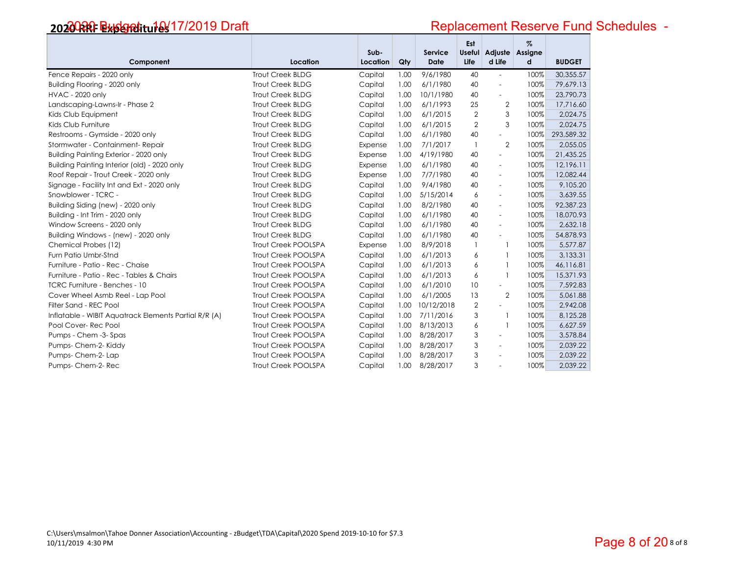# 2020 RRF Expenditures

## 2020 Budget - 10/17/2019 Draft

## Replacement Reserve Fund Schedules -

| Component | Location | Sub-Location | Qty | Service Date | Est Useful Life | Adjusted Life | % Assigned | BUDGET |
|---|---|---|---|---|---|---|---|---|
| Fence Repairs - 2020 only | Trout Creek BLDG | Capital | 1.00 | 9/6/1980 | 40 | - | 100% | 30,355.57 |
| Building Flooring - 2020 only | Trout Creek BLDG | Capital | 1.00 | 6/1/1980 | 40 | - | 100% | 79,679.13 |
| HVAC - 2020 only | Trout Creek BLDG | Capital | 1.00 | 10/1/1980 | 40 | - | 100% | 23,790.73 |
| Landscaping-Lawns-lr - Phase 2 | Trout Creek BLDG | Capital | 1.00 | 6/1/1993 | 25 | 2 | 100% | 17,716.60 |
| Kids Club Equipment | Trout Creek BLDG | Capital | 1.00 | 6/1/2015 | 2 | 3 | 100% | 2,024.75 |
| Kids Club Furniture | Trout Creek BLDG | Capital | 1.00 | 6/1/2015 | 2 | 3 | 100% | 2,024.75 |
| Restrooms - Gymside - 2020 only | Trout Creek BLDG | Capital | 1.00 | 6/1/1980 | 40 | - | 100% | 293,589.32 |
| Stormwater - Containment- Repair | Trout Creek BLDG | Expense | 1.00 | 7/1/2017 | 1 | 2 | 100% | 2,055.05 |
| Building Painting Exterior - 2020 only | Trout Creek BLDG | Expense | 1.00 | 4/19/1980 | 40 | - | 100% | 21,435.25 |
| Building Painting Interior (old) - 2020 only | Trout Creek BLDG | Expense | 1.00 | 6/1/1980 | 40 | - | 100% | 12,196.11 |
| Roof Repair - Trout Creek - 2020 only | Trout Creek BLDG | Expense | 1.00 | 7/7/1980 | 40 | - | 100% | 12,082.44 |
| Signage - Facility Int and Ext - 2020 only | Trout Creek BLDG | Capital | 1.00 | 9/4/1980 | 40 | - | 100% | 9,105.20 |
| Snowblower - TCRC - | Trout Creek BLDG | Capital | 1.00 | 5/15/2014 | 6 | - | 100% | 3,639.55 |
| Building Siding (new) - 2020 only | Trout Creek BLDG | Capital | 1.00 | 8/2/1980 | 40 | - | 100% | 92,387.23 |
| Building - Int Trim - 2020 only | Trout Creek BLDG | Capital | 1.00 | 6/1/1980 | 40 | - | 100% | 18,070.93 |
| Window Screens - 2020 only | Trout Creek BLDG | Capital | 1.00 | 6/1/1980 | 40 | - | 100% | 2,632.18 |
| Building Windows - (new) - 2020 only | Trout Creek BLDG | Capital | 1.00 | 6/1/1980 | 40 | - | 100% | 54,878.93 |
| Chemical Probes (12) | Trout Creek POOLSPA | Expense | 1.00 | 8/9/2018 | 1 | 1 | 100% | 5,577.87 |
| Furn Patio Umbr-Stnd | Trout Creek POOLSPA | Capital | 1.00 | 6/1/2013 | 6 | 1 | 100% | 3,133.31 |
| Furniture - Patio - Rec - Chaise | Trout Creek POOLSPA | Capital | 1.00 | 6/1/2013 | 6 | 1 | 100% | 46,116.81 |
| Furniture - Patio - Rec - Tables & Chairs | Trout Creek POOLSPA | Capital | 1.00 | 6/1/2013 | 6 | 1 | 100% | 15,371.93 |
| TCRC Furniture - Benches - 10 | Trout Creek POOLSPA | Capital | 1.00 | 6/1/2010 | 10 | - | 100% | 7,592.83 |
| Cover Wheel Asmb Reel - Lap Pool | Trout Creek POOLSPA | Capital | 1.00 | 6/1/2005 | 13 | 2 | 100% | 5,061.88 |
| Filter Sand - REC Pool | Trout Creek POOLSPA | Capital | 1.00 | 10/12/2018 | 2 | - | 100% | 2,942.08 |
| Inflatable - WIBIT Aquatrack Elements Partial R/R (A) | Trout Creek POOLSPA | Capital | 1.00 | 7/11/2016 | 3 | 1 | 100% | 8,125.28 |
| Pool Cover- Rec Pool | Trout Creek POOLSPA | Capital | 1.00 | 8/13/2013 | 6 | 1 | 100% | 6,627.59 |
| Pumps - Chem -3- Spas | Trout Creek POOLSPA | Capital | 1.00 | 8/28/2017 | 3 | - | 100% | 3,578.84 |
| Pumps- Chem-2- Kiddy | Trout Creek POOLSPA | Capital | 1.00 | 8/28/2017 | 3 | - | 100% | 2,039.22 |
| Pumps- Chem-2- Lap | Trout Creek POOLSPA | Capital | 1.00 | 8/28/2017 | 3 | - | 100% | 2,039.22 |
| Pumps- Chem-2- Rec | Trout Creek POOLSPA | Capital | 1.00 | 8/28/2017 | 3 | - | 100% | 2,039.22 |

C:\Users\msalmon\Tahoe Donner Association\Accounting - zBudget\TDA\Capital\2020 Spend 2019-10-10 for $7.3
10/11/2019 4:30 PM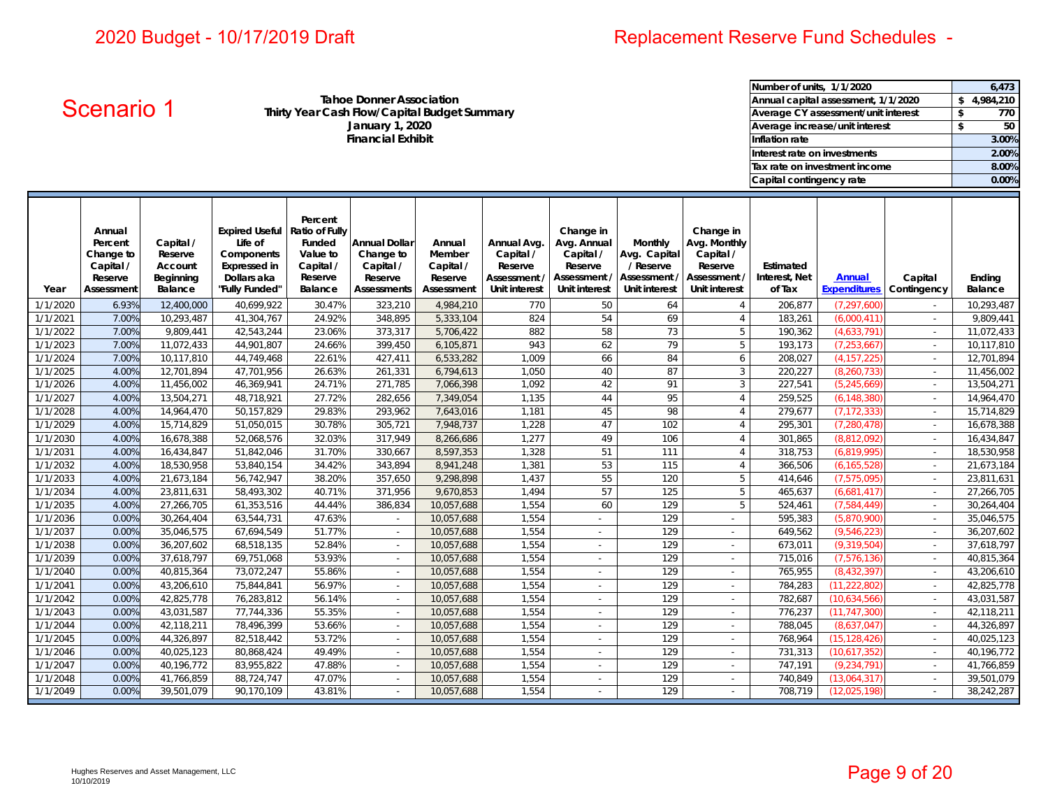# 2020 Budget - 10/17/2019 Draft

# Replacement Reserve Fund Schedules -

## Scenario 1

**Tahoe Donner Association**
**Thirty Year Cash Flow/Capital Budget Summary**
**January 1, 2020**
**Financial Exhibit**

| | |
|---|---|
| Number of units, 1/1/2020 | 6,473 |
| Annual capital assessment, 1/1/2020 | $ 4,984,210 |
| Average CY assessment/unit interest | $ 770 |
| Average increase/unit interest | $ 50 |
| Inflation rate | 3.00% |
| Interest rate on investments | 2.00% |
| Tax rate on investment income | 8.00% |
| Capital contingency rate | 0.00% |

| Year | Annual Percent Change to Capital / Reserve Assessment | Capital / Reserve Account Beginning Balance | Expired Useful Life of Components Expressed in Dollars aka "Fully Funded" | Percent Ratio of Fully Funded Value to Capital / Reserve Balance | Annual Dollar Change to Capital / Reserve Assessments | Annual Member Capital / Reserve Assessment | Annual Avg. Capital / Reserve Assessment / Unit interest | Change in Avg. Annual Capital / Reserve Assessment / Unit interest | Monthly Avg. Capital / Reserve Assessment / Unit interest | Change in Avg. Monthly Capital / Reserve Assessment / Unit interest | Estimated Interest, Net of Tax | Annual Expenditures | Capital Contingency | Ending Balance |
|---|---|---|---|---|---|---|---|---|---|---|---|---|---|---|
| 1/1/2020 | 6.93% | 12,400,000 | 40,699,922 | 30.47% | 323,210 | 4,984,210 | 770 | 50 | 64 | 4 | 206,877 | (7,297,600) | - | 10,293,487 |
| 1/1/2021 | 7.00% | 10,293,487 | 41,304,767 | 24.92% | 348,895 | 5,333,104 | 824 | 54 | 69 | 4 | 183,261 | (6,000,411) | - | 9,809,441 |
| 1/1/2022 | 7.00% | 9,809,441 | 42,543,244 | 23.06% | 373,317 | 5,706,422 | 882 | 58 | 73 | 5 | 190,362 | (4,633,791) | - | 11,072,433 |
| 1/1/2023 | 7.00% | 11,072,433 | 44,901,807 | 24.66% | 399,450 | 6,105,871 | 943 | 62 | 79 | 5 | 193,173 | (7,253,667) | - | 10,117,810 |
| 1/1/2024 | 7.00% | 10,117,810 | 44,749,468 | 22.61% | 427,411 | 6,533,282 | 1,009 | 66 | 84 | 6 | 208,027 | (4,157,225) | - | 12,701,894 |
| 1/1/2025 | 4.00% | 12,701,894 | 47,701,956 | 26.63% | 261,331 | 6,794,613 | 1,050 | 40 | 87 | 3 | 220,227 | (8,260,733) | - | 11,456,002 |
| 1/1/2026 | 4.00% | 11,456,002 | 46,369,941 | 24.71% | 271,785 | 7,066,398 | 1,092 | 42 | 91 | 3 | 227,541 | (5,245,669) | - | 13,504,271 |
| 1/1/2027 | 4.00% | 13,504,271 | 48,718,921 | 27.72% | 282,656 | 7,349,054 | 1,135 | 44 | 95 | 4 | 259,525 | (6,148,380) | - | 14,964,470 |
| 1/1/2028 | 4.00% | 14,964,470 | 50,157,829 | 29.83% | 293,962 | 7,643,016 | 1,181 | 45 | 98 | 4 | 279,677 | (7,172,333) | - | 15,714,829 |
| 1/1/2029 | 4.00% | 15,714,829 | 51,050,015 | 30.78% | 305,721 | 7,948,737 | 1,228 | 47 | 102 | 4 | 295,301 | (7,280,478) | - | 16,678,388 |
| 1/1/2030 | 4.00% | 16,678,388 | 52,068,576 | 32.03% | 317,949 | 8,266,686 | 1,277 | 49 | 106 | 4 | 301,865 | (8,812,092) | - | 16,434,847 |
| 1/1/2031 | 4.00% | 16,434,847 | 51,842,046 | 31.70% | 330,667 | 8,597,353 | 1,328 | 51 | 111 | 4 | 318,753 | (6,819,995) | - | 18,530,958 |
| 1/1/2032 | 4.00% | 18,530,958 | 53,840,154 | 34.42% | 343,894 | 8,941,248 | 1,381 | 53 | 115 | 4 | 366,506 | (6,165,528) | - | 21,673,184 |
| 1/1/2033 | 4.00% | 21,673,184 | 56,742,947 | 38.20% | 357,650 | 9,298,898 | 1,437 | 55 | 120 | 5 | 414,646 | (7,575,095) | - | 23,811,631 |
| 1/1/2034 | 4.00% | 23,811,631 | 58,493,302 | 40.71% | 371,956 | 9,670,853 | 1,494 | 57 | 125 | 5 | 465,637 | (6,681,417) | - | 27,266,705 |
| 1/1/2035 | 4.00% | 27,266,705 | 61,353,516 | 44.44% | 386,834 | 10,057,688 | 1,554 | 60 | 129 | 5 | 524,461 | (7,584,449) | - | 30,264,404 |
| 1/1/2036 | 0.00% | 30,264,404 | 63,544,731 | 47.63% | - | 10,057,688 | 1,554 | - | 129 | - | 595,383 | (5,870,900) | - | 35,046,575 |
| 1/1/2037 | 0.00% | 35,046,575 | 67,694,549 | 51.77% | - | 10,057,688 | 1,554 | - | 129 | - | 649,562 | (9,546,223) | - | 36,207,602 |
| 1/1/2038 | 0.00% | 36,207,602 | 68,518,135 | 52.84% | - | 10,057,688 | 1,554 | - | 129 | - | 673,011 | (9,319,504) | - | 37,618,797 |
| 1/1/2039 | 0.00% | 37,618,797 | 69,751,068 | 53.93% | - | 10,057,688 | 1,554 | - | 129 | - | 715,016 | (7,576,136) | - | 40,815,364 |
| 1/1/2040 | 0.00% | 40,815,364 | 73,072,247 | 55.86% | - | 10,057,688 | 1,554 | - | 129 | - | 765,955 | (8,432,397) | - | 43,206,610 |
| 1/1/2041 | 0.00% | 43,206,610 | 75,844,841 | 56.97% | - | 10,057,688 | 1,554 | - | 129 | - | 784,283 | (11,222,802) | - | 42,825,778 |
| 1/1/2042 | 0.00% | 42,825,778 | 76,283,812 | 56.14% | - | 10,057,688 | 1,554 | - | 129 | - | 782,687 | (10,634,566) | - | 43,031,587 |
| 1/1/2043 | 0.00% | 43,031,587 | 77,744,336 | 55.35% | - | 10,057,688 | 1,554 | - | 129 | - | 776,237 | (11,747,300) | - | 42,118,211 |
| 1/1/2044 | 0.00% | 42,118,211 | 78,496,399 | 53.66% | - | 10,057,688 | 1,554 | - | 129 | - | 788,045 | (8,637,047) | - | 44,326,897 |
| 1/1/2045 | 0.00% | 44,326,897 | 82,518,442 | 53.72% | - | 10,057,688 | 1,554 | - | 129 | - | 768,964 | (15,128,426) | - | 40,025,123 |
| 1/1/2046 | 0.00% | 40,025,123 | 80,868,424 | 49.49% | - | 10,057,688 | 1,554 | - | 129 | - | 731,313 | (10,617,352) | - | 40,196,772 |
| 1/1/2047 | 0.00% | 40,196,772 | 83,955,822 | 47.88% | - | 10,057,688 | 1,554 | - | 129 | - | 747,191 | (9,234,791) | - | 41,766,859 |
| 1/1/2048 | 0.00% | 41,766,859 | 88,724,747 | 47.07% | - | 10,057,688 | 1,554 | - | 129 | - | 740,849 | (13,064,317) | - | 39,501,079 |
| 1/1/2049 | 0.00% | 39,501,079 | 90,170,109 | 43.81% | - | 10,057,688 | 1,554 | - | 129 | - | 708,719 | (12,025,198) | - | 38,242,287 |

Hughes Reserves and Asset Management, LLC
10/10/2019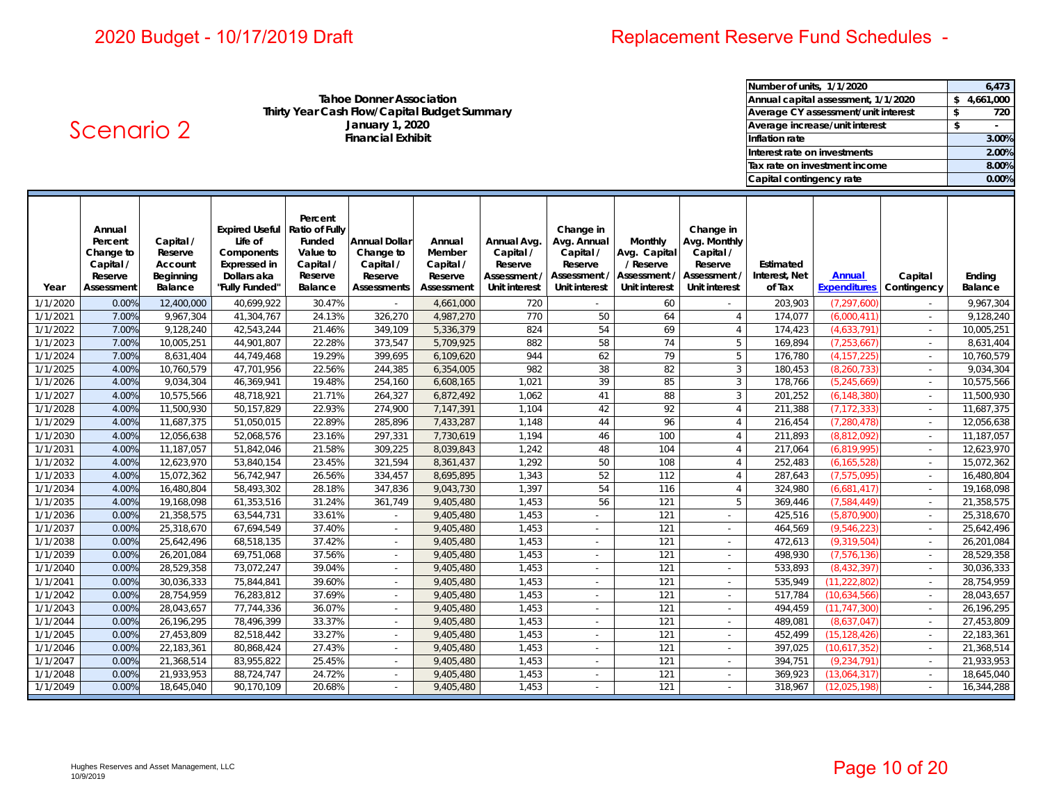# 2020 Budget - 10/17/2019 Draft

# Replacement Reserve Fund Schedules -

## Scenario 2

**Tahoe Donner Association**
**Thirty Year Cash Flow/Capital Budget Summary**
**January 1, 2020**
**Financial Exhibit**

| | |
|---|---|
| Number of units, 1/1/2020 | 6,473 |
| Annual capital assessment, 1/1/2020 | $ 4,661,000 |
| Average CY assessment/unit interest | $ 720 |
| Average increase/unit interest | $ - |
| Inflation rate | 3.00% |
| Interest rate on investments | 2.00% |
| Tax rate on investment income | 8.00% |
| Capital contingency rate | 0.00% |

| Year | Annual Percent Change to Capital / Reserve Assessment | Capital / Reserve Account Beginning Balance | Expired Useful Life of Components Expressed in Dollars aka "Fully Funded" | Percent Ratio of Fully Funded Value to Capital / Reserve Balance | Annual Dollar Change to Capital / Reserve Assessments | Annual Member Capital / Reserve Assessment | Annual Avg. Capital / Reserve Assessment / Unit interest | Change in Avg. Annual Capital / Reserve Assessment / Unit interest | Monthly Avg. Capital / Reserve Assessment / Unit interest | Change in Avg. Monthly Capital / Reserve Assessment / Unit interest | Estimated Interest, Net of Tax | Annual Expenditures | Capital Contingency | Ending Balance |
|---|---|---|---|---|---|---|---|---|---|---|---|---|---|---|
| 1/1/2020 | 0.00% | 12,400,000 | 40,699,922 | 30.47% | - | 4,661,000 | 720 | - | 60 | - | 203,903 | (7,297,600) | - | 9,967,304 |
| 1/1/2021 | 7.00% | 9,967,304 | 41,304,767 | 24.13% | 326,270 | 4,987,270 | 770 | 50 | 64 | 4 | 174,077 | (6,000,411) | - | 9,128,240 |
| 1/1/2022 | 7.00% | 9,128,240 | 42,543,244 | 21.46% | 349,109 | 5,336,379 | 824 | 54 | 69 | 4 | 174,423 | (4,633,791) | - | 10,005,251 |
| 1/1/2023 | 7.00% | 10,005,251 | 44,901,807 | 22.28% | 373,547 | 5,709,925 | 882 | 58 | 74 | 5 | 169,894 | (7,253,667) | - | 8,631,404 |
| 1/1/2024 | 7.00% | 8,631,404 | 44,749,468 | 19.29% | 399,695 | 6,109,620 | 944 | 62 | 79 | 5 | 176,780 | (4,157,225) | - | 10,760,579 |
| 1/1/2025 | 4.00% | 10,760,579 | 47,701,956 | 22.56% | 244,385 | 6,354,005 | 982 | 38 | 82 | 3 | 180,453 | (8,260,733) | - | 9,034,304 |
| 1/1/2026 | 4.00% | 9,034,304 | 46,369,941 | 19.48% | 254,160 | 6,608,165 | 1,021 | 39 | 85 | 3 | 178,766 | (5,245,669) | - | 10,575,566 |
| 1/1/2027 | 4.00% | 10,575,566 | 48,718,921 | 21.71% | 264,327 | 6,872,492 | 1,062 | 41 | 88 | 3 | 201,252 | (6,148,380) | - | 11,500,930 |
| 1/1/2028 | 4.00% | 11,500,930 | 50,157,829 | 22.93% | 274,900 | 7,147,391 | 1,104 | 42 | 92 | 4 | 211,388 | (7,172,333) | - | 11,687,375 |
| 1/1/2029 | 4.00% | 11,687,375 | 51,050,015 | 22.89% | 285,896 | 7,433,287 | 1,148 | 44 | 96 | 4 | 216,454 | (7,280,478) | - | 12,056,638 |
| 1/1/2030 | 4.00% | 12,056,638 | 52,068,576 | 23.16% | 297,331 | 7,730,619 | 1,194 | 46 | 100 | 4 | 211,893 | (8,812,092) | - | 11,187,057 |
| 1/1/2031 | 4.00% | 11,187,057 | 51,842,046 | 21.58% | 309,225 | 8,039,843 | 1,242 | 48 | 104 | 4 | 217,064 | (6,819,995) | - | 12,623,970 |
| 1/1/2032 | 4.00% | 12,623,970 | 53,840,154 | 23.45% | 321,594 | 8,361,437 | 1,292 | 50 | 108 | 4 | 252,483 | (6,165,528) | - | 15,072,362 |
| 1/1/2033 | 4.00% | 15,072,362 | 56,742,947 | 26.56% | 334,457 | 8,695,895 | 1,343 | 52 | 112 | 4 | 287,643 | (7,575,095) | - | 16,480,804 |
| 1/1/2034 | 4.00% | 16,480,804 | 58,493,302 | 28.18% | 347,836 | 9,043,730 | 1,397 | 54 | 116 | 4 | 324,980 | (6,681,417) | - | 19,168,098 |
| 1/1/2035 | 4.00% | 19,168,098 | 61,353,516 | 31.24% | 361,749 | 9,405,480 | 1,453 | 56 | 121 | 5 | 369,446 | (7,584,449) | - | 21,358,575 |
| 1/1/2036 | 0.00% | 21,358,575 | 63,544,731 | 33.61% | - | 9,405,480 | 1,453 | - | 121 | - | 425,516 | (5,870,900) | - | 25,318,670 |
| 1/1/2037 | 0.00% | 25,318,670 | 67,694,549 | 37.40% | - | 9,405,480 | 1,453 | - | 121 | - | 464,569 | (9,546,223) | - | 25,642,496 |
| 1/1/2038 | 0.00% | 25,642,496 | 68,518,135 | 37.42% | - | 9,405,480 | 1,453 | - | 121 | - | 472,613 | (9,319,504) | - | 26,201,084 |
| 1/1/2039 | 0.00% | 26,201,084 | 69,751,068 | 37.56% | - | 9,405,480 | 1,453 | - | 121 | - | 498,930 | (7,576,136) | - | 28,529,358 |
| 1/1/2040 | 0.00% | 28,529,358 | 73,072,247 | 39.04% | - | 9,405,480 | 1,453 | - | 121 | - | 533,893 | (8,432,397) | - | 30,036,333 |
| 1/1/2041 | 0.00% | 30,036,333 | 75,844,841 | 39.60% | - | 9,405,480 | 1,453 | - | 121 | - | 535,949 | (11,222,802) | - | 28,754,959 |
| 1/1/2042 | 0.00% | 28,754,959 | 76,283,812 | 37.69% | - | 9,405,480 | 1,453 | - | 121 | - | 517,784 | (10,634,566) | - | 28,043,657 |
| 1/1/2043 | 0.00% | 28,043,657 | 77,744,336 | 36.07% | - | 9,405,480 | 1,453 | - | 121 | - | 494,459 | (11,747,300) | - | 26,196,295 |
| 1/1/2044 | 0.00% | 26,196,295 | 78,496,399 | 33.37% | - | 9,405,480 | 1,453 | - | 121 | - | 489,081 | (8,637,047) | - | 27,453,809 |
| 1/1/2045 | 0.00% | 27,453,809 | 82,518,442 | 33.27% | - | 9,405,480 | 1,453 | - | 121 | - | 452,499 | (15,128,426) | - | 22,183,361 |
| 1/1/2046 | 0.00% | 22,183,361 | 80,868,424 | 27.43% | - | 9,405,480 | 1,453 | - | 121 | - | 397,025 | (10,617,352) | - | 21,368,514 |
| 1/1/2047 | 0.00% | 21,368,514 | 83,955,822 | 25.45% | - | 9,405,480 | 1,453 | - | 121 | - | 394,751 | (9,234,791) | - | 21,933,953 |
| 1/1/2048 | 0.00% | 21,933,953 | 88,724,747 | 24.72% | - | 9,405,480 | 1,453 | - | 121 | - | 369,923 | (13,064,317) | - | 18,645,040 |
| 1/1/2049 | 0.00% | 18,645,040 | 90,170,109 | 20.68% | - | 9,405,480 | 1,453 | - | 121 | - | 318,967 | (12,025,198) | - | 16,344,288 |

Hughes Reserves and Asset Management, LLC
10/9/2019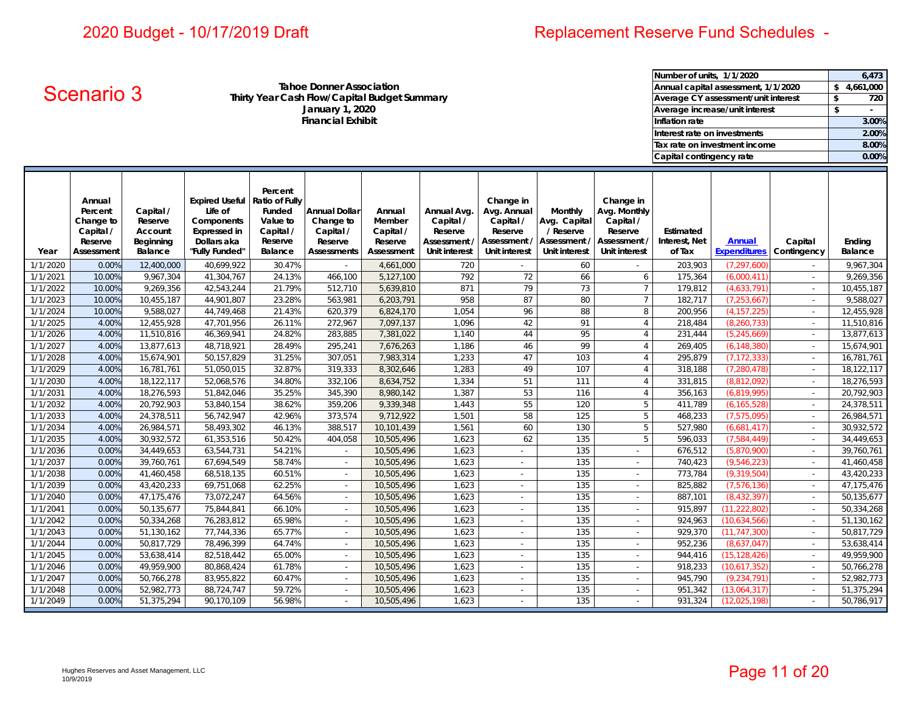2020 Budget - 10/17/2019 Draft

Replacement Reserve Fund Schedules -

# Scenario 3

**Tahoe Donner Association**
**Thirty Year Cash Flow/Capital Budget Summary**
**January 1, 2020**
**Financial Exhibit**

| | |
|---|---|
| Number of units, 1/1/2020 | 6,473 |
| Annual capital assessment, 1/1/2020 | $ 4,661,000 |
| Average CY assessment/unit interest | $ 720 |
| Average increase/unit interest | $ - |
| Inflation rate | 3.00% |
| Interest rate on investments | 2.00% |
| Tax rate on investment income | 8.00% |
| Capital contingency rate | 0.00% |

| Year | Annual Percent Change to Capital / Reserve Assessment | Capital / Reserve Account Beginning Balance | Expired Useful Life of Components Expressed in Dollars aka "Fully Funded" | Percent Ratio of Fully Funded Value to Capital / Reserve Balance | Annual Dollar Change to Capital / Reserve Assessments | Annual Member Capital / Reserve Assessment | Annual Avg. Capital / Reserve Assessment / Unit interest | Change in Avg. Annual Capital / Reserve Assessment / Unit interest | Monthly Avg. Capital / Reserve Assessment / Unit interest | Change in Avg. Monthly Capital / Reserve Assessment / Unit interest | Estimated Interest, Net of Tax | Annual Expenditures | Capital Contingency | Ending Balance |
|---|---|---|---|---|---|---|---|---|---|---|---|---|---|---|
| 1/1/2020 | 0.00% | 12,400,000 | 40,699,922 | 30.47% | - | 4,661,000 | 720 | - | 60 | - | 203,903 | (7,297,600) | - | 9,967,304 |
| 1/1/2021 | 10.00% | 9,967,304 | 41,304,767 | 24.13% | 466,100 | 5,127,100 | 792 | 72 | 66 | 6 | 175,364 | (6,000,411) | - | 9,269,356 |
| 1/1/2022 | 10.00% | 9,269,356 | 42,543,244 | 21.79% | 512,710 | 5,639,810 | 871 | 79 | 73 | 7 | 179,812 | (4,633,791) | - | 10,455,187 |
| 1/1/2023 | 10.00% | 10,455,187 | 44,901,807 | 23.28% | 563,981 | 6,203,791 | 958 | 87 | 80 | 7 | 182,717 | (7,253,667) | - | 9,588,027 |
| 1/1/2024 | 10.00% | 9,588,027 | 44,749,468 | 21.43% | 620,379 | 6,824,170 | 1,054 | 96 | 88 | 8 | 200,956 | (4,157,225) | - | 12,455,928 |
| 1/1/2025 | 4.00% | 12,455,928 | 47,701,956 | 26.11% | 272,967 | 7,097,137 | 1,096 | 42 | 91 | 4 | 218,484 | (8,260,733) | - | 11,510,816 |
| 1/1/2026 | 4.00% | 11,510,816 | 46,369,941 | 24.82% | 283,885 | 7,381,022 | 1,140 | 44 | 95 | 4 | 231,444 | (5,245,669) | - | 13,877,613 |
| 1/1/2027 | 4.00% | 13,877,613 | 48,718,921 | 28.49% | 295,241 | 7,676,263 | 1,186 | 46 | 99 | 4 | 269,405 | (6,148,380) | - | 15,674,901 |
| 1/1/2028 | 4.00% | 15,674,901 | 50,157,829 | 31.25% | 307,051 | 7,983,314 | 1,233 | 47 | 103 | 4 | 295,879 | (7,172,333) | - | 16,781,761 |
| 1/1/2029 | 4.00% | 16,781,761 | 51,050,015 | 32.87% | 319,333 | 8,302,646 | 1,283 | 49 | 107 | 4 | 318,188 | (7,280,478) | - | 18,122,117 |
| 1/1/2030 | 4.00% | 18,122,117 | 52,068,576 | 34.80% | 332,106 | 8,634,752 | 1,334 | 51 | 111 | 4 | 331,815 | (8,812,092) | - | 18,276,593 |
| 1/1/2031 | 4.00% | 18,276,593 | 51,842,046 | 35.25% | 345,390 | 8,980,142 | 1,387 | 53 | 116 | 4 | 356,163 | (6,819,995) | - | 20,792,903 |
| 1/1/2032 | 4.00% | 20,792,903 | 53,840,154 | 38.62% | 359,206 | 9,339,348 | 1,443 | 55 | 120 | 5 | 411,789 | (6,165,528) | - | 24,378,511 |
| 1/1/2033 | 4.00% | 24,378,511 | 56,742,947 | 42.96% | 373,574 | 9,712,922 | 1,501 | 58 | 125 | 5 | 468,233 | (7,575,095) | - | 26,984,571 |
| 1/1/2034 | 4.00% | 26,984,571 | 58,493,302 | 46.13% | 388,517 | 10,101,439 | 1,561 | 60 | 130 | 5 | 527,980 | (6,681,417) | - | 30,932,572 |
| 1/1/2035 | 4.00% | 30,932,572 | 61,353,516 | 50.42% | 404,058 | 10,505,496 | 1,623 | 62 | 135 | 5 | 596,033 | (7,584,449) | - | 34,449,653 |
| 1/1/2036 | 0.00% | 34,449,653 | 63,544,731 | 54.21% | - | 10,505,496 | 1,623 | - | 135 | - | 676,512 | (5,870,900) | - | 39,760,761 |
| 1/1/2037 | 0.00% | 39,760,761 | 67,694,549 | 58.74% | - | 10,505,496 | 1,623 | - | 135 | - | 740,423 | (9,546,223) | - | 41,460,458 |
| 1/1/2038 | 0.00% | 41,460,458 | 68,518,135 | 60.51% | - | 10,505,496 | 1,623 | - | 135 | - | 773,784 | (9,319,504) | - | 43,420,233 |
| 1/1/2039 | 0.00% | 43,420,233 | 69,751,068 | 62.25% | - | 10,505,496 | 1,623 | - | 135 | - | 825,882 | (7,576,136) | - | 47,175,476 |
| 1/1/2040 | 0.00% | 47,175,476 | 73,072,247 | 64.56% | - | 10,505,496 | 1,623 | - | 135 | - | 887,101 | (8,432,397) | - | 50,135,677 |
| 1/1/2041 | 0.00% | 50,135,677 | 75,844,841 | 66.10% | - | 10,505,496 | 1,623 | - | 135 | - | 915,897 | (11,222,802) | - | 50,334,268 |
| 1/1/2042 | 0.00% | 50,334,268 | 76,283,812 | 65.98% | - | 10,505,496 | 1,623 | - | 135 | - | 924,963 | (10,634,566) | - | 51,130,162 |
| 1/1/2043 | 0.00% | 51,130,162 | 77,744,336 | 65.77% | - | 10,505,496 | 1,623 | - | 135 | - | 929,370 | (11,747,300) | - | 50,817,729 |
| 1/1/2044 | 0.00% | 50,817,729 | 78,496,399 | 64.74% | - | 10,505,496 | 1,623 | - | 135 | - | 952,236 | (8,637,047) | - | 53,638,414 |
| 1/1/2045 | 0.00% | 53,638,414 | 82,518,442 | 65.00% | - | 10,505,496 | 1,623 | - | 135 | - | 944,416 | (15,128,426) | - | 49,959,900 |
| 1/1/2046 | 0.00% | 49,959,900 | 80,868,424 | 61.78% | - | 10,505,496 | 1,623 | - | 135 | - | 918,233 | (10,617,352) | - | 50,766,278 |
| 1/1/2047 | 0.00% | 50,766,278 | 83,955,822 | 60.47% | - | 10,505,496 | 1,623 | - | 135 | - | 945,790 | (9,234,791) | - | 52,982,773 |
| 1/1/2048 | 0.00% | 52,982,773 | 88,724,747 | 59.72% | - | 10,505,496 | 1,623 | - | 135 | - | 951,342 | (13,064,317) | - | 51,375,294 |
| 1/1/2049 | 0.00% | 51,375,294 | 90,170,109 | 56.98% | - | 10,505,496 | 1,623 | - | 135 | - | 931,324 | (12,025,198) | - | 50,786,917 |

Hughes Reserves and Asset Management, LLC
10/9/2019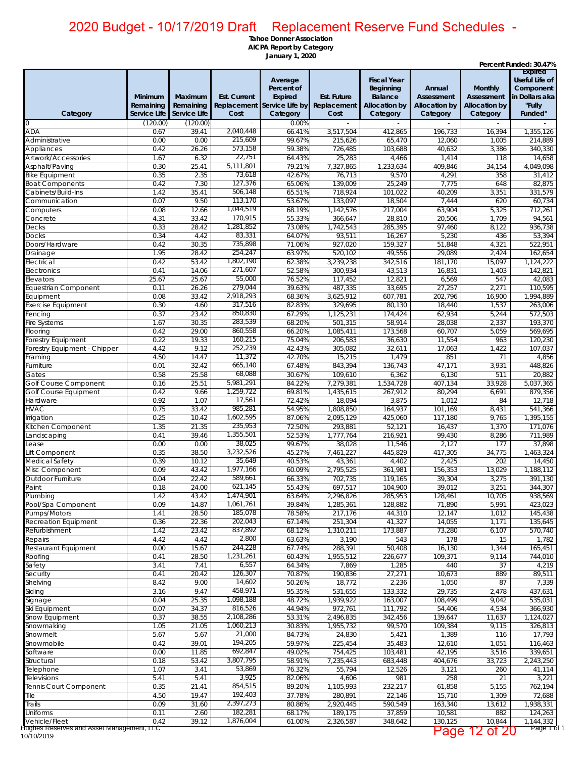# 2020 Budget - 10/17/2019 Draft Replacement Reserve Fund Schedules -

**Tahoe Donner Association**
**AICPA Report by Category**
**January 1, 2020**

**Percent Funded: 30.47%**

| Category | Minimum Remaining Service Life | Maximum Remaining Service Life | Est. Current Replacement Cost | Average Percent of Expired Service Life by Category | Est. Future Replacement Cost | Fiscal Year Beginning Balance Allocation by Category | Annual Assessment Allocation by Category | Monthly Assessment Allocation by Category | Expired Useful Life of Component in Dollars aka "Fully Funded" |
|---|---|---|---|---|---|---|---|---|---|
| 0 | (120.00) | (120.00) | - | 0.00% | - | - | - | - | - |
| ADA | 0.67 | 39.41 | 2,040,448 | 66.41% | 3,517,504 | 412,865 | 196,733 | 16,394 | 1,355,126 |
| Administrative | 0.00 | 0.00 | 215,609 | 99.67% | 215,626 | 65,470 | 12,060 | 1,005 | 214,889 |
| Appliances | 0.42 | 26.26 | 573,158 | 59.38% | 726,485 | 103,688 | 40,632 | 3,386 | 340,330 |
| Artwork/Accessories | 1.67 | 6.32 | 22,751 | 64.43% | 25,283 | 4,466 | 1,414 | 118 | 14,658 |
| Asphalt/Paving | 0.30 | 25.41 | 5,111,801 | 79.21% | 7,327,865 | 1,233,634 | 409,846 | 34,154 | 4,049,098 |
| Bike Equipment | 0.35 | 2.35 | 73,618 | 42.67% | 76,713 | 9,570 | 4,291 | 358 | 31,412 |
| Boat Components | 0.42 | 7.30 | 127,376 | 65.06% | 139,009 | 25,249 | 7,775 | 648 | 82,875 |
| Cabinets/Build-Ins | 1.42 | 35.41 | 506,148 | 65.51% | 718,924 | 101,022 | 40,209 | 3,351 | 331,579 |
| Communication | 0.07 | 9.50 | 113,170 | 53.67% | 133,097 | 18,504 | 7,444 | 620 | 60,734 |
| Computers | 0.08 | 12.66 | 1,044,519 | 68.19% | 1,142,576 | 217,004 | 63,904 | 5,325 | 712,261 |
| Concrete | 4.31 | 33.42 | 170,915 | 55.33% | 366,647 | 28,810 | 20,506 | 1,709 | 94,561 |
| Decks | 0.33 | 28.42 | 1,281,852 | 73.08% | 1,742,543 | 285,395 | 97,460 | 8,122 | 936,738 |
| Docks | 0.34 | 4.42 | 83,331 | 64.07% | 93,511 | 16,267 | 5,230 | 436 | 53,394 |
| Doors/Hardware | 0.42 | 30.35 | 735,898 | 71.06% | 927,020 | 159,327 | 51,848 | 4,321 | 522,951 |
| Drainage | 1.95 | 28.42 | 254,247 | 63.97% | 520,102 | 49,556 | 29,089 | 2,424 | 162,654 |
| Electrical | 0.42 | 53.42 | 1,802,190 | 62.38% | 3,239,238 | 342,516 | 181,170 | 15,097 | 1,124,222 |
| Electronics | 0.41 | 14.06 | 271,607 | 52.58% | 300,934 | 43,513 | 16,831 | 1,403 | 142,821 |
| Elevators | 25.67 | 25.67 | 55,000 | 76.52% | 117,452 | 12,821 | 6,569 | 547 | 42,083 |
| Equestrian Component | 0.11 | 26.26 | 279,044 | 39.63% | 487,335 | 33,695 | 27,257 | 2,271 | 110,595 |
| Equipment | 0.08 | 33.42 | 2,918,293 | 68.36% | 3,625,912 | 607,781 | 202,796 | 16,900 | 1,994,889 |
| Exercise Equipment | 0.30 | 4.60 | 317,516 | 82.83% | 329,695 | 80,130 | 18,440 | 1,537 | 263,006 |
| Fencing | 0.37 | 23.42 | 850,830 | 67.29% | 1,125,231 | 174,424 | 62,934 | 5,244 | 572,503 |
| Fire Systems | 1.67 | 30.35 | 283,539 | 68.20% | 501,315 | 58,914 | 28,038 | 2,337 | 193,370 |
| Flooring | 0.42 | 29.00 | 860,558 | 66.20% | 1,085,411 | 173,568 | 60,707 | 5,059 | 569,695 |
| Forestry Equipment | 0.22 | 19.33 | 160,215 | 75.04% | 206,583 | 36,630 | 11,554 | 963 | 120,230 |
| Forestry Equipment - Chipper | 4.42 | 9.12 | 252,239 | 42.43% | 305,082 | 32,611 | 17,063 | 1,422 | 107,037 |
| Framing | 4.50 | 14.47 | 11,372 | 42.70% | 15,215 | 1,479 | 851 | 71 | 4,856 |
| Furniture | 0.01 | 32.42 | 665,140 | 67.48% | 843,394 | 136,743 | 47,171 | 3,931 | 448,826 |
| Gates | 0.58 | 25.58 | 68,088 | 30.67% | 109,610 | 6,362 | 6,130 | 511 | 20,882 |
| Golf Course Component | 0.16 | 25.51 | 5,981,291 | 84.22% | 7,279,381 | 1,534,728 | 407,134 | 33,928 | 5,037,365 |
| Golf Course Equipment | 0.42 | 9.66 | 1,259,722 | 69.81% | 1,435,615 | 267,912 | 80,294 | 6,691 | 879,356 |
| Hardware | 0.92 | 1.07 | 17,561 | 72.42% | 18,094 | 3,875 | 1,012 | 84 | 12,718 |
| HVAC | 0.75 | 33.42 | 985,281 | 54.95% | 1,808,850 | 164,937 | 101,169 | 8,431 | 541,366 |
| Irrigation | 0.25 | 10.42 | 1,602,595 | 87.06% | 2,095,129 | 425,060 | 117,180 | 9,765 | 1,395,155 |
| Kitchen Component | 1.35 | 21.35 | 235,953 | 72.50% | 293,881 | 52,121 | 16,437 | 1,370 | 171,076 |
| Landscaping | 0.41 | 39.46 | 1,355,501 | 52.53% | 1,777,764 | 216,921 | 99,430 | 8,286 | 711,989 |
| Lease | 0.00 | 0.00 | 38,025 | 99.67% | 38,028 | 11,546 | 2,127 | 177 | 37,898 |
| Lift Component | 0.35 | 38.50 | 3,232,526 | 45.27% | 7,461,227 | 445,829 | 417,305 | 34,775 | 1,463,324 |
| Medical Safety | 0.39 | 10.12 | 35,649 | 40.53% | 43,361 | 4,402 | 2,425 | 202 | 14,450 |
| Misc Component | 0.09 | 43.42 | 1,977,166 | 60.09% | 2,795,525 | 361,981 | 156,353 | 13,029 | 1,188,112 |
| Outdoor Furniture | 0.04 | 22.42 | 589,661 | 66.33% | 702,735 | 119,165 | 39,304 | 3,275 | 391,130 |
| Paint | 0.18 | 24.00 | 621,145 | 55.43% | 697,517 | 104,900 | 39,012 | 3,251 | 344,307 |
| Plumbing | 1.42 | 43.42 | 1,474,901 | 63.64% | 2,296,826 | 285,953 | 128,461 | 10,705 | 938,569 |
| Pool/Spa Component | 0.09 | 14.87 | 1,061,761 | 39.84% | 1,285,361 | 128,882 | 71,890 | 5,991 | 423,023 |
| Pumps/Motors | 1.41 | 28.50 | 185,078 | 78.58% | 217,176 | 44,310 | 12,147 | 1,012 | 145,438 |
| Recreation Equipment | 0.36 | 22.36 | 202,043 | 67.14% | 251,304 | 41,327 | 14,055 | 1,171 | 135,645 |
| Refurbishment | 1.42 | 23.42 | 837,892 | 68.12% | 1,310,211 | 173,887 | 73,280 | 6,107 | 570,740 |
| Repairs | 4.42 | 4.42 | 2,800 | 63.63% | 3,190 | 543 | 178 | 15 | 1,782 |
| Restaurant Equipment | 0.00 | 15.67 | 244,228 | 67.74% | 288,391 | 50,408 | 16,130 | 1,344 | 165,451 |
| Roofing | 0.41 | 28.50 | 1,231,261 | 60.43% | 1,955,512 | 226,677 | 109,371 | 9,114 | 744,010 |
| Safety | 3.41 | 7.41 | 6,557 | 64.34% | 7,869 | 1,285 | 440 | 37 | 4,219 |
| Security | 0.41 | 20.42 | 126,307 | 70.87% | 190,836 | 27,271 | 10,673 | 889 | 89,511 |
| Shelving | 8.42 | 9.00 | 14,602 | 50.26% | 18,772 | 2,236 | 1,050 | 87 | 7,339 |
| Siding | 3.16 | 9.47 | 458,971 | 95.35% | 531,655 | 133,332 | 29,735 | 2,478 | 437,631 |
| Signage | 0.04 | 25.35 | 1,098,188 | 48.72% | 1,939,922 | 163,007 | 108,499 | 9,042 | 535,031 |
| Ski Equipment | 0.07 | 34.37 | 816,526 | 44.94% | 972,761 | 111,792 | 54,406 | 4,534 | 366,930 |
| Snow Equipment | 0.37 | 38.55 | 2,108,286 | 53.31% | 2,496,835 | 342,456 | 139,647 | 11,637 | 1,124,027 |
| Snowmaking | 1.05 | 21.05 | 1,060,213 | 30.83% | 1,955,732 | 99,570 | 109,384 | 9,115 | 326,813 |
| Snowmelt | 5.67 | 5.67 | 21,000 | 84.73% | 24,830 | 5,421 | 1,389 | 116 | 17,793 |
| Snowmobile | 0.42 | 39.01 | 194,205 | 59.97% | 225,454 | 35,483 | 12,610 | 1,051 | 116,463 |
| Software | 0.00 | 11.85 | 692,847 | 49.02% | 754,425 | 103,481 | 42,195 | 3,516 | 339,651 |
| Structural | 0.18 | 53.42 | 3,807,795 | 58.91% | 7,235,443 | 683,448 | 404,676 | 33,723 | 2,243,250 |
| Telephone | 1.07 | 3.41 | 53,869 | 76.32% | 55,794 | 12,526 | 3,121 | 260 | 41,114 |
| Televisions | 5.41 | 5.41 | 3,925 | 82.06% | 4,606 | 981 | 258 | 21 | 3,221 |
| Tennis Court Component | 0.35 | 21.41 | 854,515 | 89.20% | 1,105,993 | 232,217 | 61,858 | 5,155 | 762,194 |
| Tile | 4.50 | 19.47 | 192,403 | 37.78% | 280,891 | 22,146 | 15,710 | 1,309 | 72,688 |
| Trails | 0.09 | 31.60 | 2,397,273 | 80.86% | 2,920,445 | 590,549 | 163,340 | 13,612 | 1,938,331 |
| Uniforms | 0.11 | 2.60 | 182,281 | 68.17% | 189,175 | 37,859 | 10,581 | 882 | 124,263 |
| Vehicle/Fleet | 0.42 | 39.12 | 1,876,004 | 61.00% | 2,326,587 | 348,642 | 130,125 | 10,844 | 1,144,332 |

Hughes Reserves and Asset Management, LLC
10/10/2019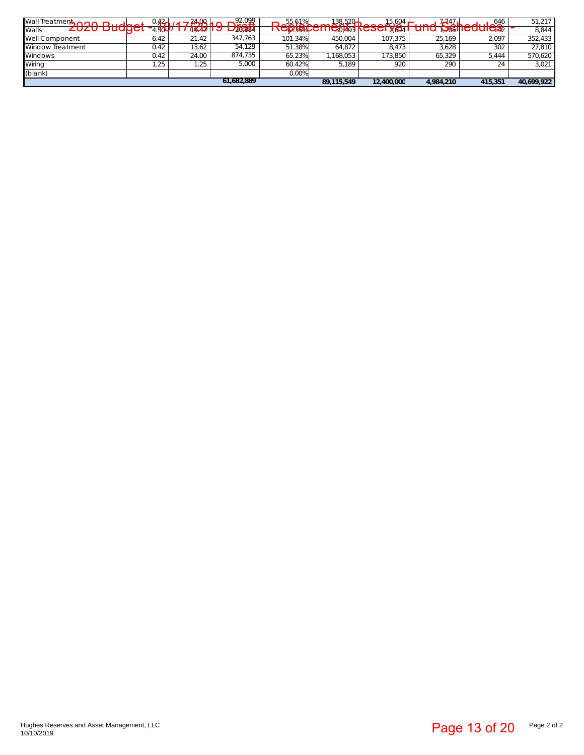2020 Budget - 10/17/2019 Draft Replacement Reserve Fund Schedules -

| | | | | | | | | | |
|---|---|---|---|---|---|---|---|---|---|
| Wall Treatment | 0.42 | 24.00 | 92,099 | 55.61% | 138,520 | 15,604 | 7,747 | 646 | 51,217 |
| Walls | 4.50 | 19.47 | 20,884 | 42.35% | 30,493 | 2,694 | 1,705 | 142 | 8,844 |
| Well Component | 6.42 | 21.42 | 347,763 | 101.34% | 450,004 | 107,375 | 25,169 | 2,097 | 352,433 |
| Window Treatment | 0.42 | 13.62 | 54,129 | 51.38% | 64,872 | 8,473 | 3,628 | 302 | 27,810 |
| Windows | 0.42 | 24.00 | 874,735 | 65.23% | 1,168,053 | 173,850 | 65,329 | 5,444 | 570,620 |
| Wiring | 1.25 | 1.25 | 5,000 | 60.42% | 5,189 | 920 | 290 | 24 | 3,021 |
| (blank) | | | | 0.00% | | | | | |
| | | | **61,682,889** | | **89,115,549** | **12,400,000** | **4,984,210** | **415,351** | **40,699,922** |

Hughes Reserves and Asset Management, LLC
10/10/2019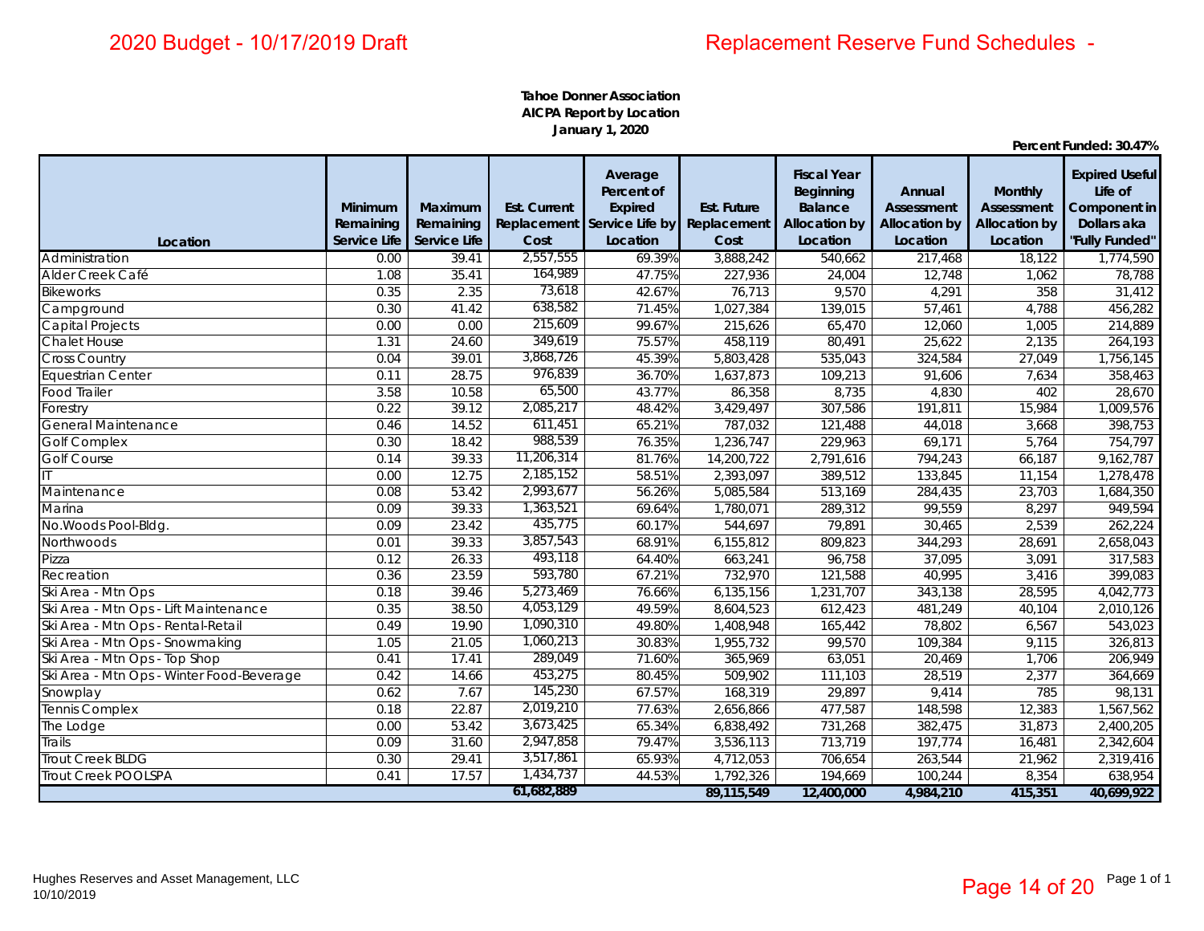# 2020 Budget - 10/17/2019 Draft

# Replacement Reserve Fund Schedules -

**Tahoe Donner Association**
**AICPA Report by Location**
**January 1, 2020**

**Percent Funded: 30.47%**

| Location | Minimum Remaining Service Life | Maximum Remaining Service Life | Est. Current Replacement Cost | Average Percent of Expired Service Life by Location | Est. Future Replacement Cost | Fiscal Year Beginning Balance Allocation by Location | Annual Assessment Allocation by Location | Monthly Assessment Allocation by Location | Expired Useful Life of Component in Dollars aka "Fully Funded" |
|---|---|---|---|---|---|---|---|---|---|
| Administration | 0.00 | 39.41 | 2,557,555 | 69.39% | 3,888,242 | 540,662 | 217,468 | 18,122 | 1,774,590 |
| Alder Creek Café | 1.08 | 35.41 | 164,989 | 47.75% | 227,936 | 24,004 | 12,748 | 1,062 | 78,788 |
| Bikeworks | 0.35 | 2.35 | 73,618 | 42.67% | 76,713 | 9,570 | 4,291 | 358 | 31,412 |
| Campground | 0.30 | 41.42 | 638,582 | 71.45% | 1,027,384 | 139,015 | 57,461 | 4,788 | 456,282 |
| Capital Projects | 0.00 | 0.00 | 215,609 | 99.67% | 215,626 | 65,470 | 12,060 | 1,005 | 214,889 |
| Chalet House | 1.31 | 24.60 | 349,619 | 75.57% | 458,119 | 80,491 | 25,622 | 2,135 | 264,193 |
| Cross Country | 0.04 | 39.01 | 3,868,726 | 45.39% | 5,803,428 | 535,043 | 324,584 | 27,049 | 1,756,145 |
| Equestrian Center | 0.11 | 28.75 | 976,839 | 36.70% | 1,637,873 | 109,213 | 91,606 | 7,634 | 358,463 |
| Food Trailer | 3.58 | 10.58 | 65,500 | 43.77% | 86,358 | 8,735 | 4,830 | 402 | 28,670 |
| Forestry | 0.22 | 39.12 | 2,085,217 | 48.42% | 3,429,497 | 307,586 | 191,811 | 15,984 | 1,009,576 |
| General Maintenance | 0.46 | 14.52 | 611,451 | 65.21% | 787,032 | 121,488 | 44,018 | 3,668 | 398,753 |
| Golf Complex | 0.30 | 18.42 | 988,539 | 76.35% | 1,236,747 | 229,963 | 69,171 | 5,764 | 754,797 |
| Golf Course | 0.14 | 39.33 | 11,206,314 | 81.76% | 14,200,722 | 2,791,616 | 794,243 | 66,187 | 9,162,787 |
| IT | 0.00 | 12.75 | 2,185,152 | 58.51% | 2,393,097 | 389,512 | 133,845 | 11,154 | 1,278,478 |
| Maintenance | 0.08 | 53.42 | 2,993,677 | 56.26% | 5,085,584 | 513,169 | 284,435 | 23,703 | 1,684,350 |
| Marina | 0.09 | 39.33 | 1,363,521 | 69.64% | 1,780,071 | 289,312 | 99,559 | 8,297 | 949,594 |
| No.Woods Pool-Bldg. | 0.09 | 23.42 | 435,775 | 60.17% | 544,697 | 79,891 | 30,465 | 2,539 | 262,224 |
| Northwoods | 0.01 | 39.33 | 3,857,543 | 68.91% | 6,155,812 | 809,823 | 344,293 | 28,691 | 2,658,043 |
| Pizza | 0.12 | 26.33 | 493,118 | 64.40% | 663,241 | 96,758 | 37,095 | 3,091 | 317,583 |
| Recreation | 0.36 | 23.59 | 593,780 | 67.21% | 732,970 | 121,588 | 40,995 | 3,416 | 399,083 |
| Ski Area - Mtn Ops | 0.18 | 39.46 | 5,273,469 | 76.66% | 6,135,156 | 1,231,707 | 343,138 | 28,595 | 4,042,773 |
| Ski Area - Mtn Ops - Lift Maintenance | 0.35 | 38.50 | 4,053,129 | 49.59% | 8,604,523 | 612,423 | 481,249 | 40,104 | 2,010,126 |
| Ski Area - Mtn Ops - Rental-Retail | 0.49 | 19.90 | 1,090,310 | 49.80% | 1,408,948 | 165,442 | 78,802 | 6,567 | 543,023 |
| Ski Area - Mtn Ops - Snowmaking | 1.05 | 21.05 | 1,060,213 | 30.83% | 1,955,732 | 99,570 | 109,384 | 9,115 | 326,813 |
| Ski Area - Mtn Ops - Top Shop | 0.41 | 17.41 | 289,049 | 71.60% | 365,969 | 63,051 | 20,469 | 1,706 | 206,949 |
| Ski Area - Mtn Ops - Winter Food-Beverage | 0.42 | 14.66 | 453,275 | 80.45% | 509,902 | 111,103 | 28,519 | 2,377 | 364,669 |
| Snowplay | 0.62 | 7.67 | 145,230 | 67.57% | 168,319 | 29,897 | 9,414 | 785 | 98,131 |
| Tennis Complex | 0.18 | 22.87 | 2,019,210 | 77.63% | 2,656,866 | 477,587 | 148,598 | 12,383 | 1,567,562 |
| The Lodge | 0.00 | 53.42 | 3,673,425 | 65.34% | 6,838,492 | 731,268 | 382,475 | 31,873 | 2,400,205 |
| Trails | 0.09 | 31.60 | 2,947,858 | 79.47% | 3,536,113 | 713,719 | 197,774 | 16,481 | 2,342,604 |
| Trout Creek BLDG | 0.30 | 29.41 | 3,517,861 | 65.93% | 4,712,053 | 706,654 | 263,544 | 21,962 | 2,319,416 |
| Trout Creek POOLSPA | 0.41 | 17.57 | 1,434,737 | 44.53% | 1,792,326 | 194,669 | 100,244 | 8,354 | 638,954 |
| | | | **61,682,889** | | **89,115,549** | **12,400,000** | **4,984,210** | **415,351** | **40,699,922** |

Hughes Reserves and Asset Management, LLC
10/10/2019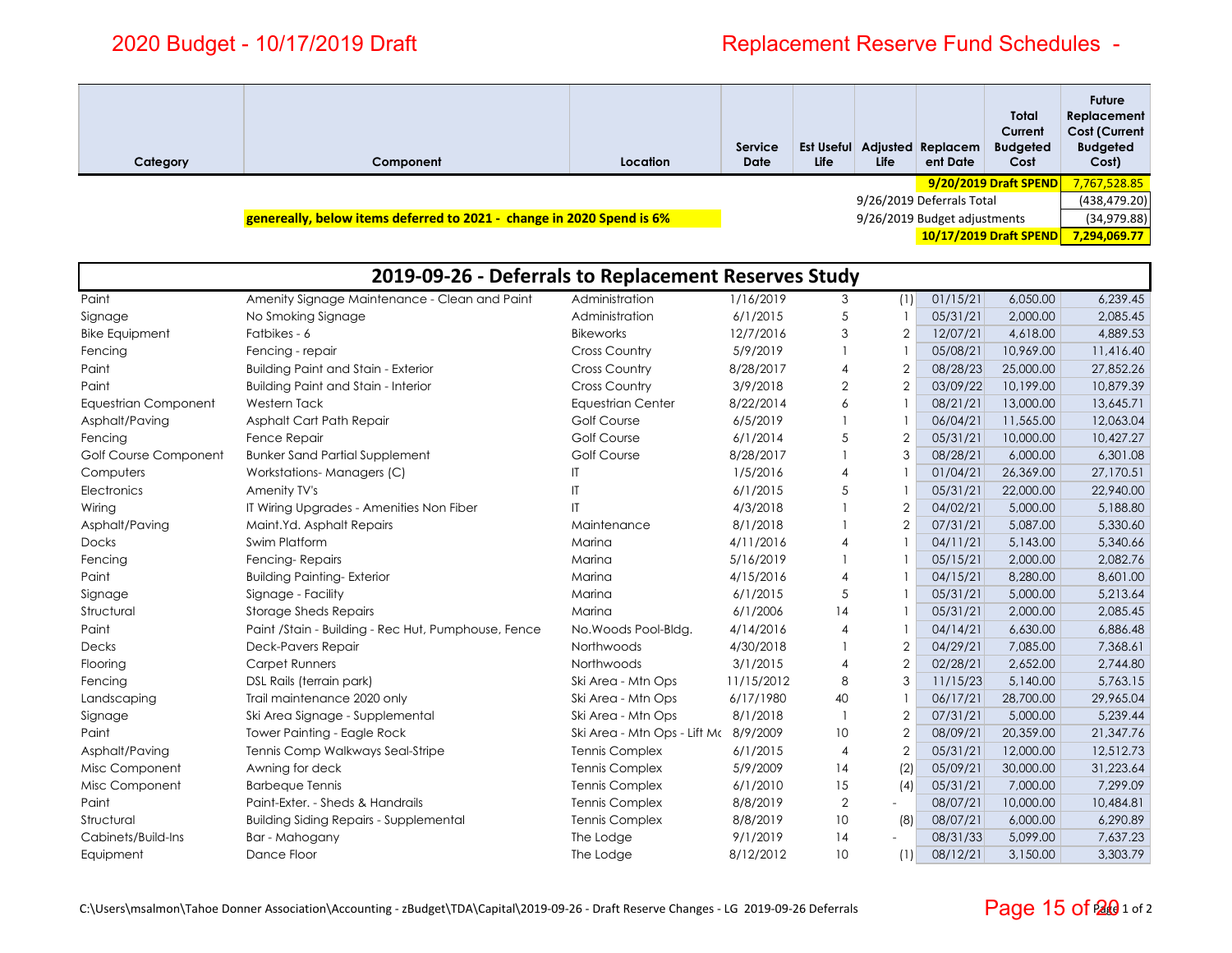# 2020 Budget - 10/17/2019 Draft

# Replacement Reserve Fund Schedules -

| Category | Component | Location | Service Date | Est Useful Life | Adjusted Life | Replacement Date | Total Current Budgeted Cost | Future Replacement Cost (Current Budgeted Cost) |
|---|---|---|---|---|---|---|---|---|
| | | | | | | | **9/20/2019 Draft SPEND** | 7,767,528.85 |
| | | | | | 9/26/2019 Deferrals Total | | | (438,479.20) |
| | **genereally, below items deferred to 2021 - change in 2020 Spend is 6%** | | | | 9/26/2019 Budget adjustments | | | (34,979.88) |
| | | | | | | | **10/17/2019 Draft SPEND** | **7,294,069.77** |

## 2019-09-26 - Deferrals to Replacement Reserves Study

| Category | Component | Location | Service Date | Est Useful Life | Adjusted Life | Replacement Date | Total Current Budgeted Cost | Future Replacement Cost (Current Budgeted Cost) |
|---|---|---|---|---|---|---|---|---|
| Paint | Amenity Signage Maintenance - Clean and Paint | Administration | 1/16/2019 | 3 | (1) | 01/15/21 | 6,050.00 | 6,239.45 |
| Signage | No Smoking Signage | Administration | 6/1/2015 | 5 | 1 | 05/31/21 | 2,000.00 | 2,085.45 |
| Bike Equipment | Fatbikes - 6 | Bikeworks | 12/7/2016 | 3 | 2 | 12/07/21 | 4,618.00 | 4,889.53 |
| Fencing | Fencing - repair | Cross Country | 5/9/2019 | 1 | 1 | 05/08/21 | 10,969.00 | 11,416.40 |
| Paint | Building Paint and Stain - Exterior | Cross Country | 8/28/2017 | 4 | 2 | 08/28/23 | 25,000.00 | 27,852.26 |
| Paint | Building Paint and Stain - Interior | Cross Country | 3/9/2018 | 2 | 2 | 03/09/22 | 10,199.00 | 10,879.39 |
| Equestrian Component | Western Tack | Equestrian Center | 8/22/2014 | 6 | 1 | 08/21/21 | 13,000.00 | 13,645.71 |
| Asphalt/Paving | Asphalt Cart Path Repair | Golf Course | 6/5/2019 | 1 | 1 | 06/04/21 | 11,565.00 | 12,063.04 |
| Fencing | Fence Repair | Golf Course | 6/1/2014 | 5 | 2 | 05/31/21 | 10,000.00 | 10,427.27 |
| Golf Course Component | Bunker Sand Partial Supplement | Golf Course | 8/28/2017 | 1 | 3 | 08/28/21 | 6,000.00 | 6,301.08 |
| Computers | Workstations- Managers (C) | IT | 1/5/2016 | 4 | 1 | 01/04/21 | 26,369.00 | 27,170.51 |
| Electronics | Amenity TV's | IT | 6/1/2015 | 5 | 1 | 05/31/21 | 22,000.00 | 22,940.00 |
| Wiring | IT Wiring Upgrades - Amenities Non Fiber | IT | 4/3/2018 | 1 | 2 | 04/02/21 | 5,000.00 | 5,188.80 |
| Asphalt/Paving | Maint.Yd. Asphalt Repairs | Maintenance | 8/1/2018 | 1 | 2 | 07/31/21 | 5,087.00 | 5,330.60 |
| Docks | Swim Platform | Marina | 4/11/2016 | 4 | 1 | 04/11/21 | 5,143.00 | 5,340.66 |
| Fencing | Fencing- Repairs | Marina | 5/16/2019 | 1 | 1 | 05/15/21 | 2,000.00 | 2,082.76 |
| Paint | Building Painting- Exterior | Marina | 4/15/2016 | 4 | 1 | 04/15/21 | 8,280.00 | 8,601.00 |
| Signage | Signage - Facility | Marina | 6/1/2015 | 5 | 1 | 05/31/21 | 5,000.00 | 5,213.64 |
| Structural | Storage Sheds Repairs | Marina | 6/1/2006 | 14 | 1 | 05/31/21 | 2,000.00 | 2,085.45 |
| Paint | Paint /Stain - Building - Rec Hut, Pumphouse, Fence | No.Woods Pool-Bldg. | 4/14/2016 | 4 | 1 | 04/14/21 | 6,630.00 | 6,886.48 |
| Decks | Deck-Pavers Repair | Northwoods | 4/30/2018 | 1 | 2 | 04/29/21 | 7,085.00 | 7,368.61 |
| Flooring | Carpet Runners | Northwoods | 3/1/2015 | 4 | 2 | 02/28/21 | 2,652.00 | 2,744.80 |
| Fencing | DSL Rails (terrain park) | Ski Area - Mtn Ops | 11/15/2012 | 8 | 3 | 11/15/23 | 5,140.00 | 5,763.15 |
| Landscaping | Trail maintenance 2020 only | Ski Area - Mtn Ops | 6/17/1980 | 40 | 1 | 06/17/21 | 28,700.00 | 29,965.04 |
| Signage | Ski Area Signage - Supplemental | Ski Area - Mtn Ops | 8/1/2018 | 1 | 2 | 07/31/21 | 5,000.00 | 5,239.44 |
| Paint | Tower Painting - Eagle Rock | Ski Area - Mtn Ops - Lift Mc | 8/9/2009 | 10 | 2 | 08/09/21 | 20,359.00 | 21,347.76 |
| Asphalt/Paving | Tennis Comp Walkways Seal-Stripe | Tennis Complex | 6/1/2015 | 4 | 2 | 05/31/21 | 12,000.00 | 12,512.73 |
| Misc Component | Awning for deck | Tennis Complex | 5/9/2009 | 14 | (2) | 05/09/21 | 30,000.00 | 31,223.64 |
| Misc Component | Barbeque Tennis | Tennis Complex | 6/1/2010 | 15 | (4) | 05/31/21 | 7,000.00 | 7,299.09 |
| Paint | Paint-Exter. - Sheds & Handrails | Tennis Complex | 8/8/2019 | 2 | - | 08/07/21 | 10,000.00 | 10,484.81 |
| Structural | Building Siding Repairs - Supplemental | Tennis Complex | 8/8/2019 | 10 | (8) | 08/07/21 | 6,000.00 | 6,290.89 |
| Cabinets/Build-Ins | Bar - Mahogany | The Lodge | 9/1/2019 | 14 | - | 08/31/33 | 5,099.00 | 7,637.23 |
| Equipment | Dance Floor | The Lodge | 8/12/2012 | 10 | (1) | 08/12/21 | 3,150.00 | 3,303.79 |

C:\Users\msalmon\Tahoe Donner Association\Accounting - zBudget\TDA\Capital\2019-09-26 - Draft Reserve Changes - LG 2019-09-26 Deferrals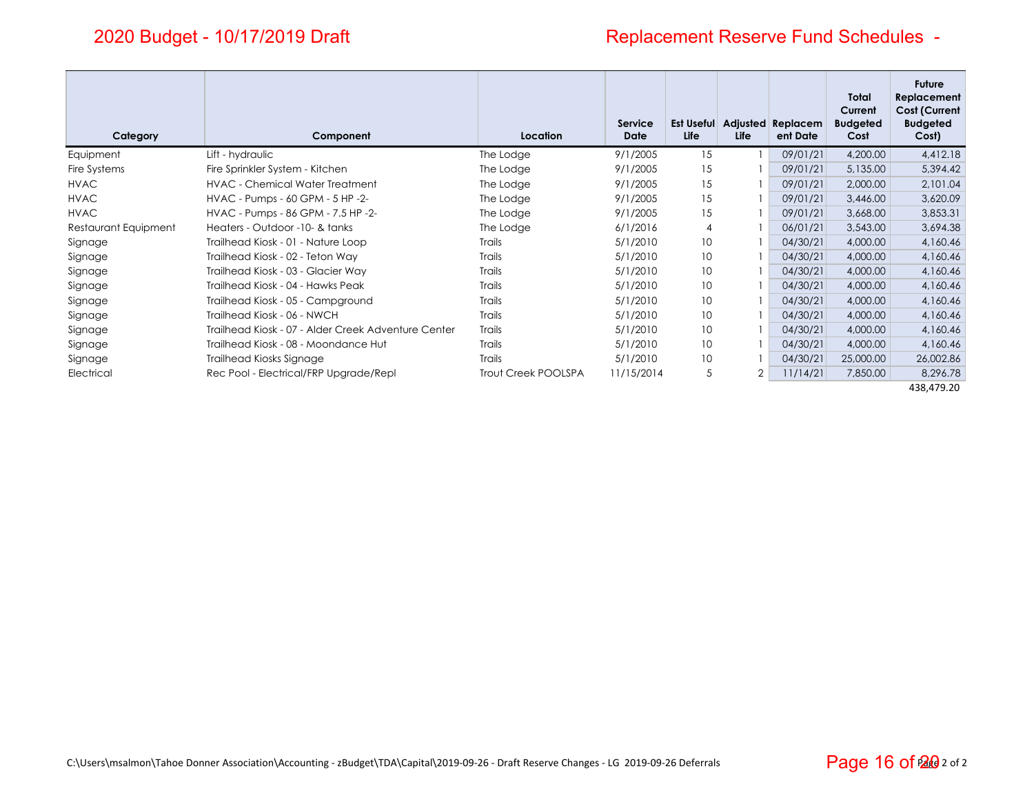# 2020 Budget - 10/17/2019 Draft

# Replacement Reserve Fund Schedules -

| Category | Component | Location | Service Date | Est Useful Life | Adjusted Life | Replacement Date | Total Current Budgeted Cost | Future Replacement Cost (Current Budgeted Cost) |
|---|---|---|---|---|---|---|---|---|
| Equipment | Lift - hydraulic | The Lodge | 9/1/2005 | 15 | 1 | 09/01/21 | 4,200.00 | 4,412.18 |
| Fire Systems | Fire Sprinkler System - Kitchen | The Lodge | 9/1/2005 | 15 | 1 | 09/01/21 | 5,135.00 | 5,394.42 |
| HVAC | HVAC - Chemical Water Treatment | The Lodge | 9/1/2005 | 15 | 1 | 09/01/21 | 2,000.00 | 2,101.04 |
| HVAC | HVAC - Pumps - 60 GPM - 5 HP -2- | The Lodge | 9/1/2005 | 15 | 1 | 09/01/21 | 3,446.00 | 3,620.09 |
| HVAC | HVAC - Pumps - 86 GPM - 7.5 HP -2- | The Lodge | 9/1/2005 | 15 | 1 | 09/01/21 | 3,668.00 | 3,853.31 |
| Restaurant Equipment | Heaters - Outdoor -10- & tanks | The Lodge | 6/1/2016 | 4 | 1 | 06/01/21 | 3,543.00 | 3,694.38 |
| Signage | Trailhead Kiosk - 01 - Nature Loop | Trails | 5/1/2010 | 10 | 1 | 04/30/21 | 4,000.00 | 4,160.46 |
| Signage | Trailhead Kiosk - 02 - Teton Way | Trails | 5/1/2010 | 10 | 1 | 04/30/21 | 4,000.00 | 4,160.46 |
| Signage | Trailhead Kiosk - 03 - Glacier Way | Trails | 5/1/2010 | 10 | 1 | 04/30/21 | 4,000.00 | 4,160.46 |
| Signage | Trailhead Kiosk - 04 - Hawks Peak | Trails | 5/1/2010 | 10 | 1 | 04/30/21 | 4,000.00 | 4,160.46 |
| Signage | Trailhead Kiosk - 05 - Campground | Trails | 5/1/2010 | 10 | 1 | 04/30/21 | 4,000.00 | 4,160.46 |
| Signage | Trailhead Kiosk - 06 - NWCH | Trails | 5/1/2010 | 10 | 1 | 04/30/21 | 4,000.00 | 4,160.46 |
| Signage | Trailhead Kiosk - 07 - Alder Creek Adventure Center | Trails | 5/1/2010 | 10 | 1 | 04/30/21 | 4,000.00 | 4,160.46 |
| Signage | Trailhead Kiosk - 08 - Moondance Hut | Trails | 5/1/2010 | 10 | 1 | 04/30/21 | 4,000.00 | 4,160.46 |
| Signage | Trailhead Kiosks Signage | Trails | 5/1/2010 | 10 | 1 | 04/30/21 | 25,000.00 | 26,002.86 |
| Electrical | Rec Pool - Electrical/FRP Upgrade/Repl | Trout Creek POOLSPA | 11/15/2014 | 5 | 2 | 11/14/21 | 7,850.00 | 8,296.78 |
| | | | | | | | | 438,479.20 |

C:\Users\msalmon\Tahoe Donner Association\Accounting - zBudget\TDA\Capital\2019-09-26 - Draft Reserve Changes - LG 2019-09-26 Deferrals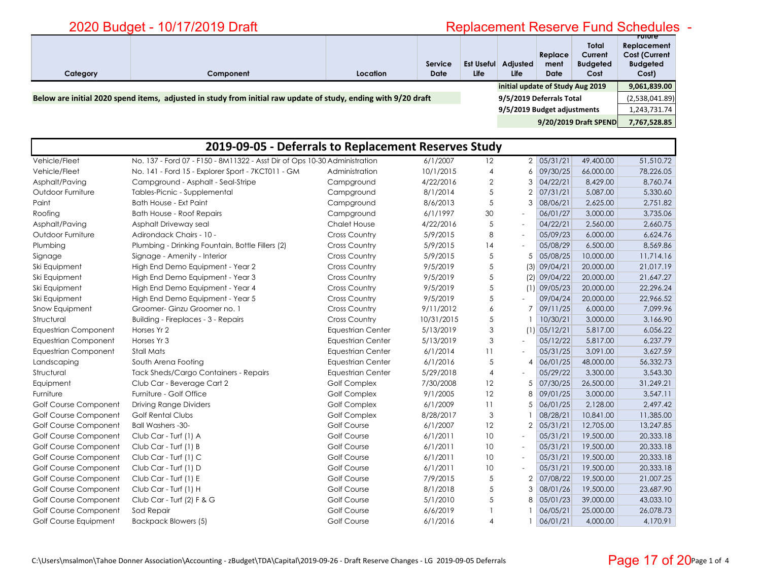# 2020 Budget - 10/17/2019 Draft

# Replacement Reserve Fund Schedules -

| Category | Component | Location | Service Date | Est Useful Life | Adjusted Life | Replacement Date | Total Current Budgeted Cost | Future Replacement Cost (Current Budgeted Cost) |
|---|---|---|---|---|---|---|---|---|

| | |
|---|---|
| initial update of Study Aug 2019 | 9,061,839.00 |
| 9/5/2019 Deferrals Total | (2,538,041.89) |
| 9/5/2019 Budget adjustments | 1,243,731.74 |
| 9/20/2019 Draft SPEND | 7,767,528.85 |

**Below are initial 2020 spend items, adjusted in study from initial raw update of study, ending with 9/20 draft**

## 2019-09-05 - Deferrals to Replacement Reserves Study

| Category | Component | Location | Service Date | Est Useful Life | Adjusted Life | Replacement Date | Total Current Budgeted Cost | Future Replacement Cost (Current Budgeted Cost) |
|---|---|---|---|---|---|---|---|---|
| Vehicle/Fleet | No. 137 - Ford 07 - F150 - 8M11322 - Asst Dir of Ops 10-30 | Administration | 6/1/2007 | 12 | 2 | 05/31/21 | 49,400.00 | 51,510.72 |
| Vehicle/Fleet | No. 141 - Ford 15 - Explorer Sport - 7KCT011 - GM | Administration | 10/1/2015 | 4 | 6 | 09/30/25 | 66,000.00 | 78,226.05 |
| Asphalt/Paving | Campground - Asphalt - Seal-Stripe | Campground | 4/22/2016 | 2 | 3 | 04/22/21 | 8,429.00 | 8,760.74 |
| Outdoor Furniture | Tables-Picnic - Supplemental | Campground | 8/1/2014 | 5 | 2 | 07/31/21 | 5,087.00 | 5,330.60 |
| Paint | Bath House - Ext Paint | Campground | 8/6/2013 | 5 | 3 | 08/06/21 | 2,625.00 | 2,751.82 |
| Roofing | Bath House - Roof Repairs | Campground | 6/1/1997 | 30 | - | 06/01/27 | 3,000.00 | 3,735.06 |
| Asphalt/Paving | Asphalt Driveway seal | Chalet House | 4/22/2016 | 5 | - | 04/22/21 | 2,560.00 | 2,660.75 |
| Outdoor Furniture | Adirondack Chairs - 10 - | Cross Country | 5/9/2015 | 8 | - | 05/09/23 | 6,000.00 | 6,624.76 |
| Plumbing | Plumbing - Drinking Fountain, Bottle Fillers (2) | Cross Country | 5/9/2015 | 14 | - | 05/08/29 | 6,500.00 | 8,569.86 |
| Signage | Signage - Amenity - Interior | Cross Country | 5/9/2015 | 5 | 5 | 05/08/25 | 10,000.00 | 11,714.16 |
| Ski Equipment | High End Demo Equipment - Year 2 | Cross Country | 9/5/2019 | 5 | (3) | 09/04/21 | 20,000.00 | 21,017.19 |
| Ski Equipment | High End Demo Equipment - Year 3 | Cross Country | 9/5/2019 | 5 | (2) | 09/04/22 | 20,000.00 | 21,647.27 |
| Ski Equipment | High End Demo Equipment - Year 4 | Cross Country | 9/5/2019 | 5 | (1) | 09/05/23 | 20,000.00 | 22,296.24 |
| Ski Equipment | High End Demo Equipment - Year 5 | Cross Country | 9/5/2019 | 5 | - | 09/04/24 | 20,000.00 | 22,966.52 |
| Snow Equipment | Groomer- Ginzu Groomer no. 1 | Cross Country | 9/11/2012 | 6 | 7 | 09/11/25 | 6,000.00 | 7,099.96 |
| Structural | Building - Fireplaces - 3 - Repairs | Cross Country | 10/31/2015 | 5 | 1 | 10/30/21 | 3,000.00 | 3,166.90 |
| Equestrian Component | Horses Yr 2 | Equestrian Center | 5/13/2019 | 3 | (1) | 05/12/21 | 5,817.00 | 6,056.22 |
| Equestrian Component | Horses Yr 3 | Equestrian Center | 5/13/2019 | 3 | - | 05/12/22 | 5,817.00 | 6,237.79 |
| Equestrian Component | Stall Mats | Equestrian Center | 6/1/2014 | 11 | - | 05/31/25 | 3,091.00 | 3,627.59 |
| Landscaping | South Arena Footing | Equestrian Center | 6/1/2016 | 5 | 4 | 06/01/25 | 48,000.00 | 56,332.73 |
| Structural | Tack Sheds/Cargo Containers - Repairs | Equestrian Center | 5/29/2018 | 4 | - | 05/29/22 | 3,300.00 | 3,543.30 |
| Equipment | Club Car - Beverage Cart 2 | Golf Complex | 7/30/2008 | 12 | 5 | 07/30/25 | 26,500.00 | 31,249.21 |
| Furniture | Furniture - Golf Office | Golf Complex | 9/1/2005 | 12 | 8 | 09/01/25 | 3,000.00 | 3,547.11 |
| Golf Course Component | Driving Range Dividers | Golf Complex | 6/1/2009 | 11 | 5 | 06/01/25 | 2,128.00 | 2,497.42 |
| Golf Course Component | Golf Rental Clubs | Golf Complex | 8/28/2017 | 3 | 1 | 08/28/21 | 10,841.00 | 11,385.00 |
| Golf Course Component | Ball Washers -30- | Golf Course | 6/1/2007 | 12 | 2 | 05/31/21 | 12,705.00 | 13,247.85 |
| Golf Course Component | Club Car - Turf (1) A | Golf Course | 6/1/2011 | 10 | - | 05/31/21 | 19,500.00 | 20,333.18 |
| Golf Course Component | Club Car - Turf (1) B | Golf Course | 6/1/2011 | 10 | - | 05/31/21 | 19,500.00 | 20,333.18 |
| Golf Course Component | Club Car - Turf (1) C | Golf Course | 6/1/2011 | 10 | - | 05/31/21 | 19,500.00 | 20,333.18 |
| Golf Course Component | Club Car - Turf (1) D | Golf Course | 6/1/2011 | 10 | - | 05/31/21 | 19,500.00 | 20,333.18 |
| Golf Course Component | Club Car - Turf (1) E | Golf Course | 7/9/2015 | 5 | 2 | 07/08/22 | 19,500.00 | 21,007.25 |
| Golf Course Component | Club Car - Turf (1) H | Golf Course | 8/1/2018 | 5 | 3 | 08/01/26 | 19,500.00 | 23,687.90 |
| Golf Course Component | Club Car - Turf (2) F & G | Golf Course | 5/1/2010 | 5 | 8 | 05/01/23 | 39,000.00 | 43,033.10 |
| Golf Course Component | Sod Repair | Golf Course | 6/6/2019 | 1 | 1 | 06/05/21 | 25,000.00 | 26,078.73 |
| Golf Course Equipment | Backpack Blowers (5) | Golf Course | 6/1/2016 | 4 | 1 | 06/01/21 | 4,000.00 | 4,170.91 |

C:\Users\msalmon\Tahoe Donner Association\Accounting - zBudget\TDA\Capital\2019-09-26 - Draft Reserve Changes - LG 2019-09-05 Deferrals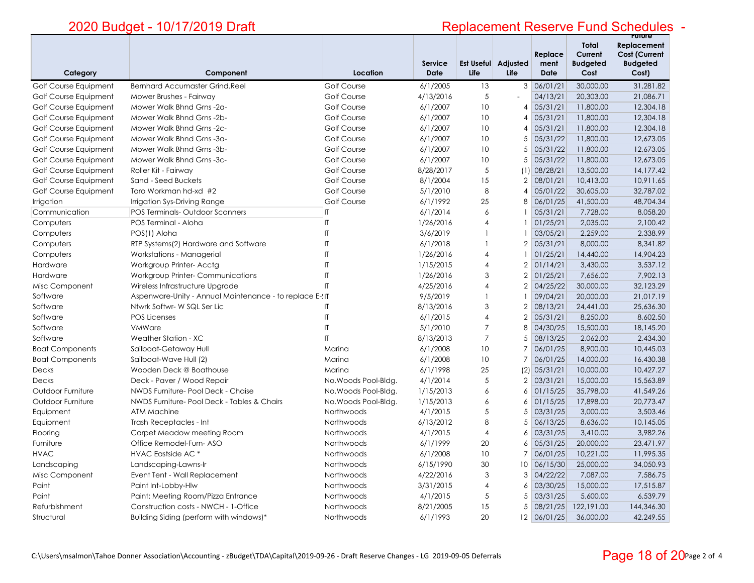## 2020 Budget - 10/17/2019 Draft

## Replacement Reserve Fund Schedules -

| Category | Component | Location | Service Date | Est Useful Life | Adjusted Life | Replacement Date | Total Current Budgeted Cost | Future Replacement Cost (Current Budgeted Cost) |
|---|---|---|---|---|---|---|---|---|
| Golf Course Equipment | Bernhard Accumaster Grind.Reel | Golf Course | 6/1/2005 | 13 | 3 | 06/01/21 | 30,000.00 | 31,281.82 |
| Golf Course Equipment | Mower Brushes - Fairway | Golf Course | 4/13/2016 | 5 | - | 04/13/21 | 20,303.00 | 21,086.71 |
| Golf Course Equipment | Mower Walk Bhnd Grns -2a- | Golf Course | 6/1/2007 | 10 | 4 | 05/31/21 | 11,800.00 | 12,304.18 |
| Golf Course Equipment | Mower Walk Bhnd Grns -2b- | Golf Course | 6/1/2007 | 10 | 4 | 05/31/21 | 11,800.00 | 12,304.18 |
| Golf Course Equipment | Mower Walk Bhnd Grns -2c- | Golf Course | 6/1/2007 | 10 | 4 | 05/31/21 | 11,800.00 | 12,304.18 |
| Golf Course Equipment | Mower Walk Bhnd Grns -3a- | Golf Course | 6/1/2007 | 10 | 5 | 05/31/22 | 11,800.00 | 12,673.05 |
| Golf Course Equipment | Mower Walk Bhnd Grns -3b- | Golf Course | 6/1/2007 | 10 | 5 | 05/31/22 | 11,800.00 | 12,673.05 |
| Golf Course Equipment | Mower Walk Bhnd Grns -3c- | Golf Course | 6/1/2007 | 10 | 5 | 05/31/22 | 11,800.00 | 12,673.05 |
| Golf Course Equipment | Roller Kit - Fairway | Golf Course | 8/28/2017 | 5 | (1) | 08/28/21 | 13,500.00 | 14,177.42 |
| Golf Course Equipment | Sand - Seed Buckets | Golf Course | 8/1/2004 | 15 | 2 | 08/01/21 | 10,413.00 | 10,911.65 |
| Golf Course Equipment | Toro Workman hd-xd #2 | Golf Course | 5/1/2010 | 8 | 4 | 05/01/22 | 30,605.00 | 32,787.02 |
| Irrigation | Irrigation Sys-Driving Range | Golf Course | 6/1/1992 | 25 | 8 | 06/01/25 | 41,500.00 | 48,704.34 |
| Communication | POS Terminals- Outdoor Scanners | IT | 6/1/2014 | 6 | 1 | 05/31/21 | 7,728.00 | 8,058.20 |
| Computers | POS Terminal - Aloha | IT | 1/26/2016 | 4 | 1 | 01/25/21 | 2,035.00 | 2,100.42 |
| Computers | POS(1) Aloha | IT | 3/6/2019 | 1 | 1 | 03/05/21 | 2,259.00 | 2,338.99 |
| Computers | RTP Systems(2) Hardware and Software | IT | 6/1/2018 | 1 | 2 | 05/31/21 | 8,000.00 | 8,341.82 |
| Computers | Workstations - Managerial | IT | 1/26/2016 | 4 | 1 | 01/25/21 | 14,440.00 | 14,904.23 |
| Hardware | Workgroup Printer- Acctg | IT | 1/15/2015 | 4 | 2 | 01/14/21 | 3,430.00 | 3,537.12 |
| Hardware | Workgroup Printer- Communications | IT | 1/26/2016 | 3 | 2 | 01/25/21 | 7,656.00 | 7,902.13 |
| Misc Component | Wireless Infrastructure Upgrade | IT | 4/25/2016 | 4 | 2 | 04/25/22 | 30,000.00 | 32,123.29 |
| Software | Aspenware-Unity - Annual Maintenance - to replace E-S | IT | 9/5/2019 | 1 | 1 | 09/04/21 | 20,000.00 | 21,017.19 |
| Software | Ntwrk Softwr- W SQL Ser Lic | IT | 8/13/2016 | 3 | 2 | 08/13/21 | 24,441.00 | 25,636.30 |
| Software | POS Licenses | IT | 6/1/2015 | 4 | 2 | 05/31/21 | 8,250.00 | 8,602.50 |
| Software | VMWare | IT | 5/1/2010 | 7 | 8 | 04/30/25 | 15,500.00 | 18,145.20 |
| Software | Weather Station - XC | IT | 8/13/2013 | 7 | 5 | 08/13/25 | 2,062.00 | 2,434.30 |
| Boat Components | Sailboat-Getaway Hull | Marina | 6/1/2008 | 10 | 7 | 06/01/25 | 8,900.00 | 10,445.03 |
| Boat Components | Sailboat-Wave Hull (2) | Marina | 6/1/2008 | 10 | 7 | 06/01/25 | 14,000.00 | 16,430.38 |
| Decks | Wooden Deck @ Boathouse | Marina | 6/1/1998 | 25 | (2) | 05/31/21 | 10,000.00 | 10,427.27 |
| Decks | Deck - Paver / Wood Repair | No.Woods Pool-Bldg. | 4/1/2014 | 5 | 2 | 03/31/21 | 15,000.00 | 15,563.89 |
| Outdoor Furniture | NWDS Furniture- Pool Deck - Chaise | No.Woods Pool-Bldg. | 1/15/2013 | 6 | 6 | 01/15/25 | 35,798.00 | 41,549.26 |
| Outdoor Furniture | NWDS Furniture- Pool Deck - Tables & Chairs | No.Woods Pool-Bldg. | 1/15/2013 | 6 | 6 | 01/15/25 | 17,898.00 | 20,773.47 |
| Equipment | ATM Machine | Northwoods | 4/1/2015 | 5 | 5 | 03/31/25 | 3,000.00 | 3,503.46 |
| Equipment | Trash Receptacles - Int | Northwoods | 6/13/2012 | 8 | 5 | 06/13/25 | 8,636.00 | 10,145.05 |
| Flooring | Carpet Meadow meeting Room | Northwoods | 4/1/2015 | 4 | 6 | 03/31/25 | 3,410.00 | 3,982.26 |
| Furniture | Office Remodel-Furn- ASO | Northwoods | 6/1/1999 | 20 | 6 | 05/31/25 | 20,000.00 | 23,471.97 |
| HVAC | HVAC Eastside AC * | Northwoods | 6/1/2008 | 10 | 7 | 06/01/25 | 10,221.00 | 11,995.35 |
| Landscaping | Landscaping-Lawns-lr | Northwoods | 6/15/1990 | 30 | 10 | 06/15/30 | 25,000.00 | 34,050.93 |
| Misc Component | Event Tent - Wall Replacement | Northwoods | 4/22/2016 | 3 | 3 | 04/22/22 | 7,087.00 | 7,586.75 |
| Paint | Paint Int-Lobby-Hlw | Northwoods | 3/31/2015 | 4 | 6 | 03/30/25 | 15,000.00 | 17,515.87 |
| Paint | Paint: Meeting Room/Pizza Entrance | Northwoods | 4/1/2015 | 5 | 5 | 03/31/25 | 5,600.00 | 6,539.79 |
| Refurbishment | Construction costs - NWCH - 1-Office | Northwoods | 8/21/2005 | 15 | 5 | 08/21/25 | 122,191.00 | 144,346.30 |
| Structural | Building Siding (perform with windows)* | Northwoods | 6/1/1993 | 20 | 12 | 06/01/25 | 36,000.00 | 42,249.55 |

C:\Users\msalmon\Tahoe Donner Association\Accounting - zBudget\TDA\Capital\2019-09-26 - Draft Reserve Changes - LG 2019-09-05 Deferrals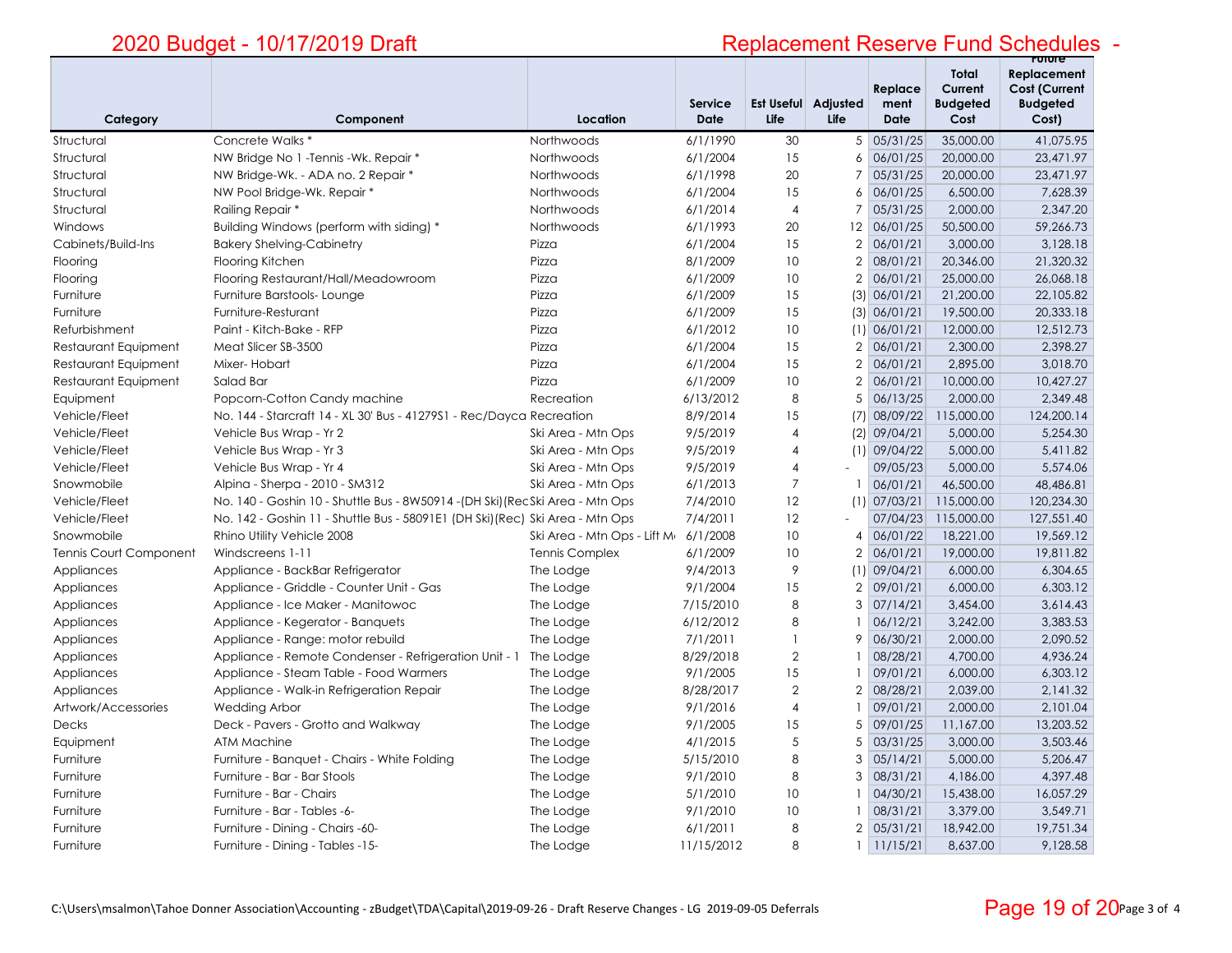# 2020 Budget - 10/17/2019 Draft

# Replacement Reserve Fund Schedules -

| Category | Component | Location | Service Date | Est Useful Life | Adjusted Life | Replacement Date | Total Current Budgeted Cost | Future Replacement Cost (Current Budgeted Cost) |
|---|---|---|---|---|---|---|---|---|
| Structural | Concrete Walks * | Northwoods | 6/1/1990 | 30 | 5 | 05/31/25 | 35,000.00 | 41,075.95 |
| Structural | NW Bridge No 1 -Tennis -Wk. Repair * | Northwoods | 6/1/2004 | 15 | 6 | 06/01/25 | 20,000.00 | 23,471.97 |
| Structural | NW Bridge-Wk. - ADA no. 2 Repair * | Northwoods | 6/1/1998 | 20 | 7 | 05/31/25 | 20,000.00 | 23,471.97 |
| Structural | NW Pool Bridge-Wk. Repair * | Northwoods | 6/1/2004 | 15 | 6 | 06/01/25 | 6,500.00 | 7,628.39 |
| Structural | Railing Repair * | Northwoods | 6/1/2014 | 4 | 7 | 05/31/25 | 2,000.00 | 2,347.20 |
| Windows | Building Windows (perform with siding) * | Northwoods | 6/1/1993 | 20 | 12 | 06/01/25 | 50,500.00 | 59,266.73 |
| Cabinets/Build-Ins | Bakery Shelving-Cabinetry | Pizza | 6/1/2004 | 15 | 2 | 06/01/21 | 3,000.00 | 3,128.18 |
| Flooring | Flooring Kitchen | Pizza | 8/1/2009 | 10 | 2 | 08/01/21 | 20,346.00 | 21,320.32 |
| Flooring | Flooring Restaurant/Hall/Meadowroom | Pizza | 6/1/2009 | 10 | 2 | 06/01/21 | 25,000.00 | 26,068.18 |
| Furniture | Furniture Barstools- Lounge | Pizza | 6/1/2009 | 15 | (3) | 06/01/21 | 21,200.00 | 22,105.82 |
| Furniture | Furniture-Resturant | Pizza | 6/1/2009 | 15 | (3) | 06/01/21 | 19,500.00 | 20,333.18 |
| Refurbishment | Paint - Kitch-Bake - RFP | Pizza | 6/1/2012 | 10 | (1) | 06/01/21 | 12,000.00 | 12,512.73 |
| Restaurant Equipment | Meat Slicer SB-3500 | Pizza | 6/1/2004 | 15 | 2 | 06/01/21 | 2,300.00 | 2,398.27 |
| Restaurant Equipment | Mixer- Hobart | Pizza | 6/1/2004 | 15 | 2 | 06/01/21 | 2,895.00 | 3,018.70 |
| Restaurant Equipment | Salad Bar | Pizza | 6/1/2009 | 10 | 2 | 06/01/21 | 10,000.00 | 10,427.27 |
| Equipment | Popcorn-Cotton Candy machine | Recreation | 6/13/2012 | 8 | 5 | 06/13/25 | 2,000.00 | 2,349.48 |
| Vehicle/Fleet | No. 144 - Starcraft 14 - XL 30' Bus - 41279S1 - Rec/Dayca | Recreation | 8/9/2014 | 15 | (7) | 08/09/22 | 115,000.00 | 124,200.14 |
| Vehicle/Fleet | Vehicle Bus Wrap - Yr 2 | Ski Area - Mtn Ops | 9/5/2019 | 4 | (2) | 09/04/21 | 5,000.00 | 5,254.30 |
| Vehicle/Fleet | Vehicle Bus Wrap - Yr 3 | Ski Area - Mtn Ops | 9/5/2019 | 4 | (1) | 09/04/22 | 5,000.00 | 5,411.82 |
| Vehicle/Fleet | Vehicle Bus Wrap - Yr 4 | Ski Area - Mtn Ops | 9/5/2019 | 4 | - | 09/05/23 | 5,000.00 | 5,574.06 |
| Snowmobile | Alpina - Sherpa - 2010 - SM312 | Ski Area - Mtn Ops | 6/1/2013 | 7 | 1 | 06/01/21 | 46,500.00 | 48,486.81 |
| Vehicle/Fleet | No. 140 - Goshin 10 - Shuttle Bus - 8W50914 -(DH Ski)(Rec | Ski Area - Mtn Ops | 7/4/2010 | 12 | (1) | 07/03/21 | 115,000.00 | 120,234.30 |
| Vehicle/Fleet | No. 142 - Goshin 11 - Shuttle Bus - 58091E1 (DH Ski)(Rec) | Ski Area - Mtn Ops | 7/4/2011 | 12 | - | 07/04/23 | 115,000.00 | 127,551.40 |
| Snowmobile | Rhino Utility Vehicle 2008 | Ski Area - Mtn Ops - Lift M | 6/1/2008 | 10 | 4 | 06/01/22 | 18,221.00 | 19,569.12 |
| Tennis Court Component | Windscreens 1-11 | Tennis Complex | 6/1/2009 | 10 | 2 | 06/01/21 | 19,000.00 | 19,811.82 |
| Appliances | Appliance - BackBar Refrigerator | The Lodge | 9/4/2013 | 9 | (1) | 09/04/21 | 6,000.00 | 6,304.65 |
| Appliances | Appliance - Griddle - Counter Unit - Gas | The Lodge | 9/1/2004 | 15 | 2 | 09/01/21 | 6,000.00 | 6,303.12 |
| Appliances | Appliance - Ice Maker - Manitowoc | The Lodge | 7/15/2010 | 8 | 3 | 07/14/21 | 3,454.00 | 3,614.43 |
| Appliances | Appliance - Kegerator - Banquets | The Lodge | 6/12/2012 | 8 | 1 | 06/12/21 | 3,242.00 | 3,383.53 |
| Appliances | Appliance - Range: motor rebuild | The Lodge | 7/1/2011 | 1 | 9 | 06/30/21 | 2,000.00 | 2,090.52 |
| Appliances | Appliance - Remote Condenser - Refrigeration Unit - 1 | The Lodge | 8/29/2018 | 2 | 1 | 08/28/21 | 4,700.00 | 4,936.24 |
| Appliances | Appliance - Steam Table - Food Warmers | The Lodge | 9/1/2005 | 15 | 1 | 09/01/21 | 6,000.00 | 6,303.12 |
| Appliances | Appliance - Walk-in Refrigeration Repair | The Lodge | 8/28/2017 | 2 | 2 | 08/28/21 | 2,039.00 | 2,141.32 |
| Artwork/Accessories | Wedding Arbor | The Lodge | 9/1/2016 | 4 | 1 | 09/01/21 | 2,000.00 | 2,101.04 |
| Decks | Deck - Pavers - Grotto and Walkway | The Lodge | 9/1/2005 | 15 | 5 | 09/01/25 | 11,167.00 | 13,203.52 |
| Equipment | ATM Machine | The Lodge | 4/1/2015 | 5 | 5 | 03/31/25 | 3,000.00 | 3,503.46 |
| Furniture | Furniture - Banquet - Chairs - White Folding | The Lodge | 5/15/2010 | 8 | 3 | 05/14/21 | 5,000.00 | 5,206.47 |
| Furniture | Furniture - Bar - Bar Stools | The Lodge | 9/1/2010 | 8 | 3 | 08/31/21 | 4,186.00 | 4,397.48 |
| Furniture | Furniture - Bar - Chairs | The Lodge | 5/1/2010 | 10 | 1 | 04/30/21 | 15,438.00 | 16,057.29 |
| Furniture | Furniture - Bar - Tables -6- | The Lodge | 9/1/2010 | 10 | 1 | 08/31/21 | 3,379.00 | 3,549.71 |
| Furniture | Furniture - Dining - Chairs -60- | The Lodge | 6/1/2011 | 8 | 2 | 05/31/21 | 18,942.00 | 19,751.34 |
| Furniture | Furniture - Dining - Tables -15- | The Lodge | 11/15/2012 | 8 | 1 | 11/15/21 | 8,637.00 | 9,128.58 |

C:\Users\msalmon\Tahoe Donner Association\Accounting - zBudget\TDA\Capital\2019-09-26 - Draft Reserve Changes - LG 2019-09-05 Deferrals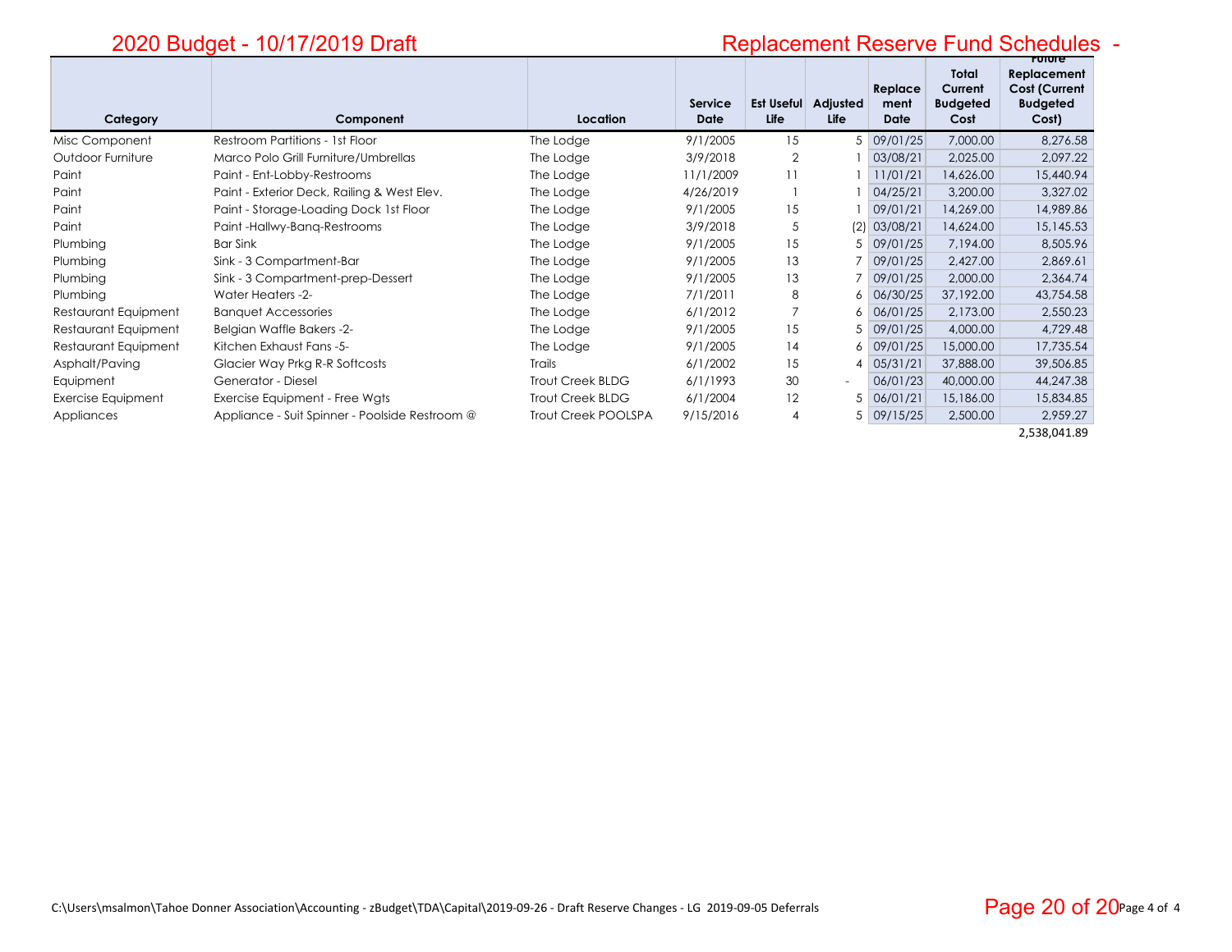2020 Budget - 10/17/2019 Draft

Replacement Reserve Fund Schedules -

| Category | Component | Location | Service Date | Est Useful Life | Adjusted Life | Replacement Date | Total Current Budgeted Cost | Future Replacement Cost (Current Budgeted Cost) |
|---|---|---|---|---|---|---|---|---|
| Misc Component | Restroom Partitions - 1st Floor | The Lodge | 9/1/2005 | 15 | 5 | 09/01/25 | 7,000.00 | 8,276.58 |
| Outdoor Furniture | Marco Polo Grill Furniture/Umbrellas | The Lodge | 3/9/2018 | 2 | 1 | 03/08/21 | 2,025.00 | 2,097.22 |
| Paint | Paint - Ent-Lobby-Restrooms | The Lodge | 11/1/2009 | 11 | 1 | 11/01/21 | 14,626.00 | 15,440.94 |
| Paint | Paint - Exterior Deck, Railing & West Elev. | The Lodge | 4/26/2019 | 1 | 1 | 04/25/21 | 3,200.00 | 3,327.02 |
| Paint | Paint - Storage-Loading Dock 1st Floor | The Lodge | 9/1/2005 | 15 | 1 | 09/01/21 | 14,269.00 | 14,989.86 |
| Paint | Paint -Hallwy-Banq-Restrooms | The Lodge | 3/9/2018 | 5 | (2) | 03/08/21 | 14,624.00 | 15,145.53 |
| Plumbing | Bar Sink | The Lodge | 9/1/2005 | 15 | 5 | 09/01/25 | 7,194.00 | 8,505.96 |
| Plumbing | Sink - 3 Compartment-Bar | The Lodge | 9/1/2005 | 13 | 7 | 09/01/25 | 2,427.00 | 2,869.61 |
| Plumbing | Sink - 3 Compartment-prep-Dessert | The Lodge | 9/1/2005 | 13 | 7 | 09/01/25 | 2,000.00 | 2,364.74 |
| Plumbing | Water Heaters -2- | The Lodge | 7/1/2011 | 8 | 6 | 06/30/25 | 37,192.00 | 43,754.58 |
| Restaurant Equipment | Banquet Accessories | The Lodge | 6/1/2012 | 7 | 6 | 06/01/25 | 2,173.00 | 2,550.23 |
| Restaurant Equipment | Belgian Waffle Bakers -2- | The Lodge | 9/1/2005 | 15 | 5 | 09/01/25 | 4,000.00 | 4,729.48 |
| Restaurant Equipment | Kitchen Exhaust Fans -5- | The Lodge | 9/1/2005 | 14 | 6 | 09/01/25 | 15,000.00 | 17,735.54 |
| Asphalt/Paving | Glacier Way Prkg R-R Softcosts | Trails | 6/1/2002 | 15 | 4 | 05/31/21 | 37,888.00 | 39,506.85 |
| Equipment | Generator - Diesel | Trout Creek BLDG | 6/1/1993 | 30 | - | 06/01/23 | 40,000.00 | 44,247.38 |
| Exercise Equipment | Exercise Equipment - Free Wgts | Trout Creek BLDG | 6/1/2004 | 12 | 5 | 06/01/21 | 15,186.00 | 15,834.85 |
| Appliances | Appliance - Suit Spinner - Poolside Restroom @ | Trout Creek POOLSPA | 9/15/2016 | 4 | 5 | 09/15/25 | 2,500.00 | 2,959.27 |
| | | | | | | | | 2,538,041.89 |

C:\Users\msalmon\Tahoe Donner Association\Accounting - zBudget\TDA\Capital\2019-09-26 - Draft Reserve Changes - LG 2019-09-05 Deferrals